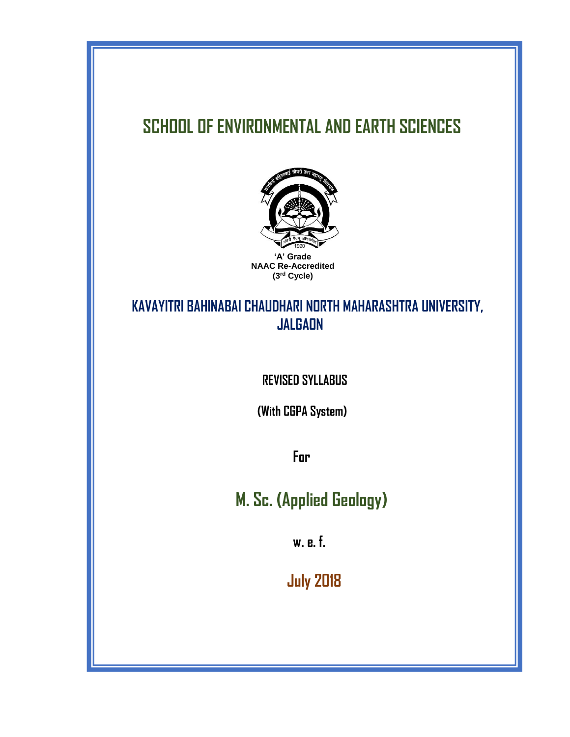# SCHOOL OF ENVIRONMENTAL AND EARTH SCIENCES

**'A' Grade**
**NAAC Re-Accredited**
**(3rd Cycle)**

## KAVAYITRI BAHINABAI CHAUDHARI NORTH MAHARASHTRA UNIVERSITY, JALGAON

**REVISED SYLLABUS**

**(With CGPA System)**

**For**

## M. Sc. (Applied Geology)

**w. e. f.**

**July 2018**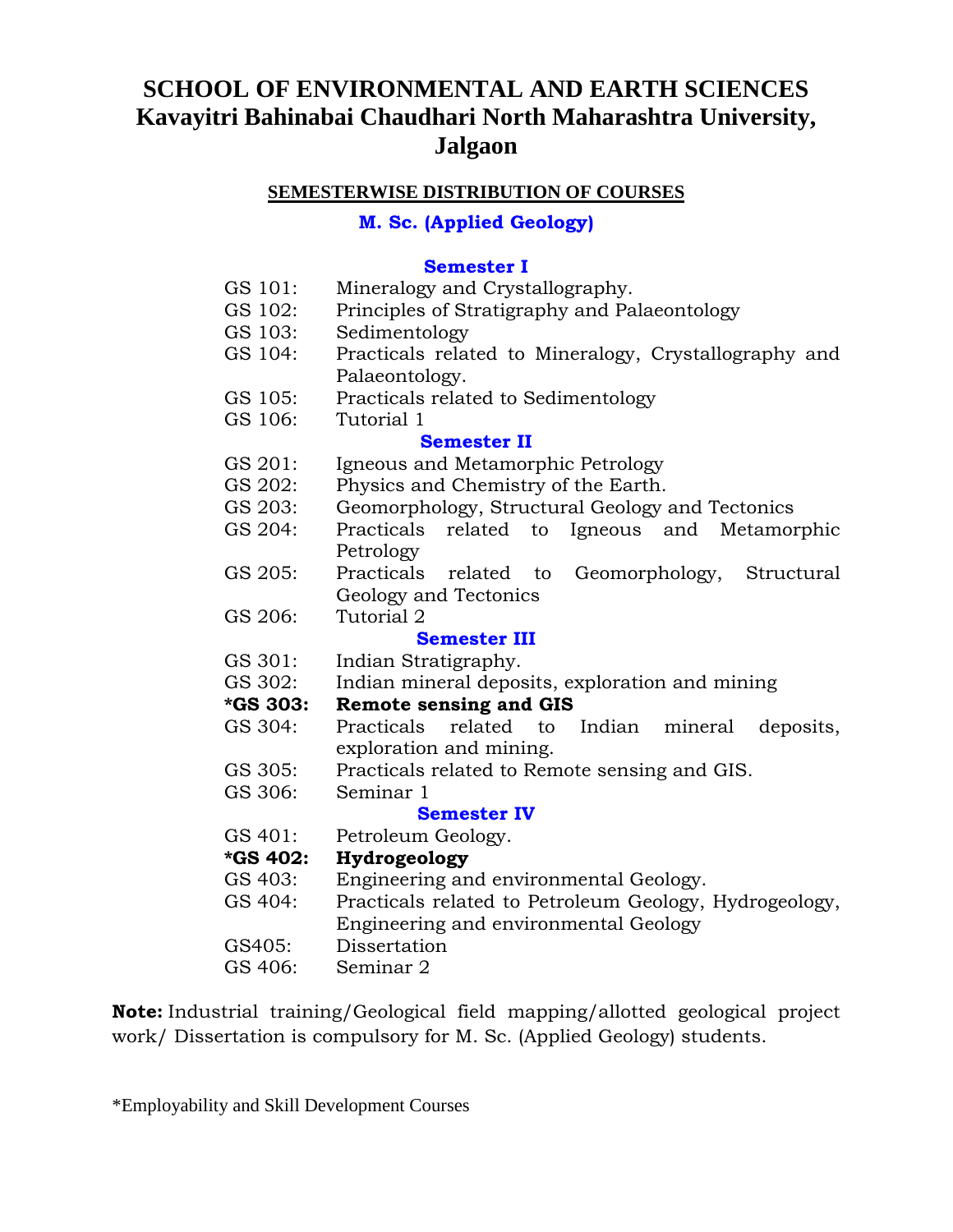# SCHOOL OF ENVIRONMENTAL AND EARTH SCIENCES
# Kavayitri Bahinabai Chaudhari North Maharashtra University, Jalgaon

**SEMESTERWISE DISTRIBUTION OF COURSES**

**M. Sc. (Applied Geology)**

### Semester I

GS 101: Mineralogy and Crystallography.
GS 102: Principles of Stratigraphy and Palaeontology
GS 103: Sedimentology
GS 104: Practicals related to Mineralogy, Crystallography and Palaeontology.
GS 105: Practicals related to Sedimentology
GS 106: Tutorial 1

### Semester II

GS 201: Igneous and Metamorphic Petrology
GS 202: Physics and Chemistry of the Earth.
GS 203: Geomorphology, Structural Geology and Tectonics
GS 204: Practicals related to Igneous and Metamorphic Petrology
GS 205: Practicals related to Geomorphology, Structural Geology and Tectonics
GS 206: Tutorial 2

### Semester III

GS 301: Indian Stratigraphy.
GS 302: Indian mineral deposits, exploration and mining
**\*GS 303: Remote sensing and GIS**
GS 304: Practicals related to Indian mineral deposits, exploration and mining.
GS 305: Practicals related to Remote sensing and GIS.
GS 306: Seminar 1

### Semester IV

GS 401: Petroleum Geology.
**\*GS 402: Hydrogeology**
GS 403: Engineering and environmental Geology.
GS 404: Practicals related to Petroleum Geology, Hydrogeology, Engineering and environmental Geology
GS405: Dissertation
GS 406: Seminar 2

**Note:** Industrial training/Geological field mapping/allotted geological project work/ Dissertation is compulsory for M. Sc. (Applied Geology) students.

*Employability and Skill Development Courses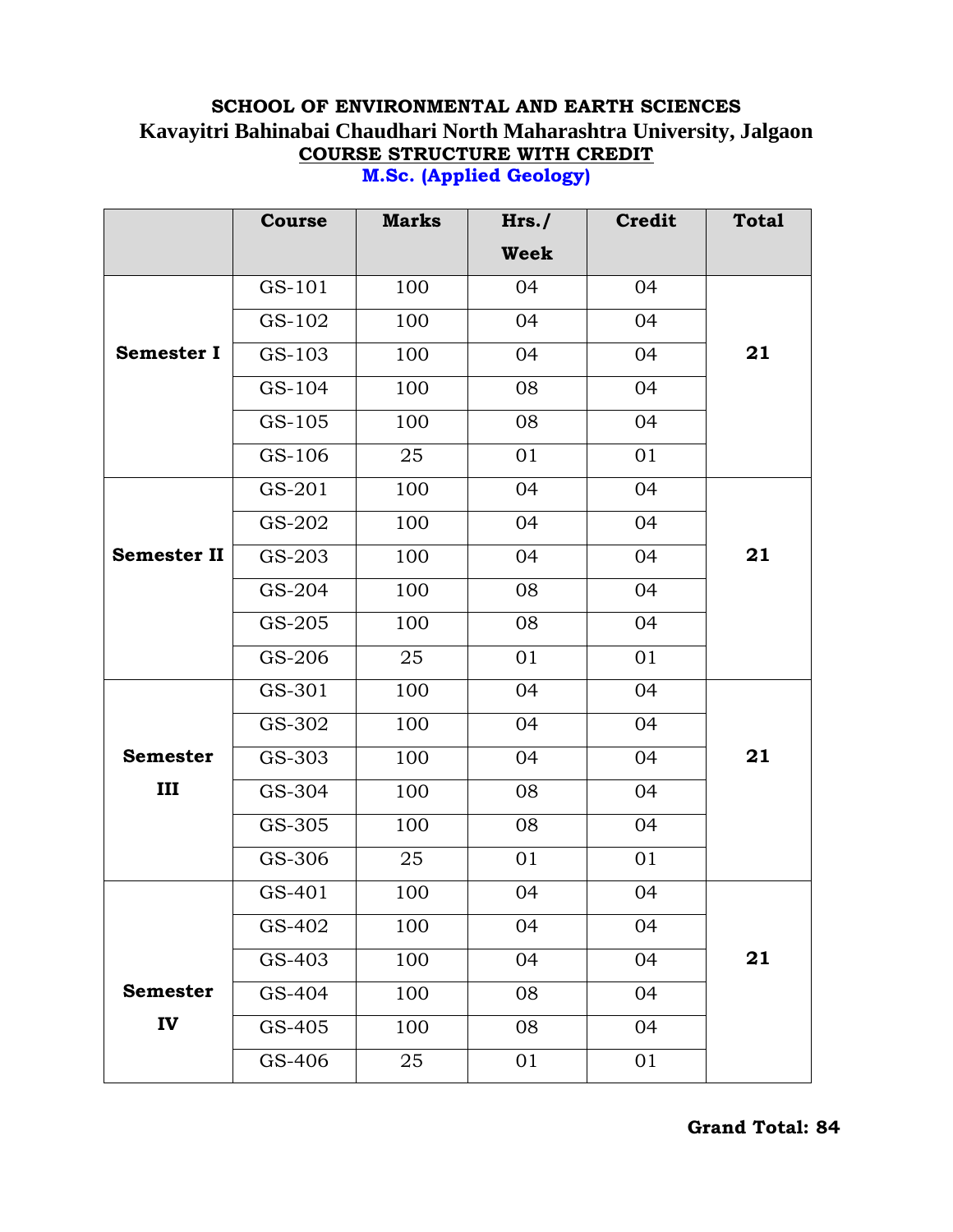**SCHOOL OF ENVIRONMENTAL AND EARTH SCIENCES**

**Kavayitri Bahinabai Chaudhari North Maharashtra University, Jalgaon**

**COURSE STRUCTURE WITH CREDIT**

**M.Sc. (Applied Geology)**

| | Course | Marks | Hrs./ Week | Credit | Total |
|---|---|---|---|---|---|
| **Semester I** | GS-101 | 100 | 04 | 04 | **21** |
| | GS-102 | 100 | 04 | 04 | |
| | GS-103 | 100 | 04 | 04 | |
| | GS-104 | 100 | 08 | 04 | |
| | GS-105 | 100 | 08 | 04 | |
| | GS-106 | 25 | 01 | 01 | |
| **Semester II** | GS-201 | 100 | 04 | 04 | **21** |
| | GS-202 | 100 | 04 | 04 | |
| | GS-203 | 100 | 04 | 04 | |
| | GS-204 | 100 | 08 | 04 | |
| | GS-205 | 100 | 08 | 04 | |
| | GS-206 | 25 | 01 | 01 | |
| **Semester III** | GS-301 | 100 | 04 | 04 | **21** |
| | GS-302 | 100 | 04 | 04 | |
| | GS-303 | 100 | 04 | 04 | |
| | GS-304 | 100 | 08 | 04 | |
| | GS-305 | 100 | 08 | 04 | |
| | GS-306 | 25 | 01 | 01 | |
| **Semester IV** | GS-401 | 100 | 04 | 04 | **21** |
| | GS-402 | 100 | 04 | 04 | |
| | GS-403 | 100 | 04 | 04 | |
| | GS-404 | 100 | 08 | 04 | |
| | GS-405 | 100 | 08 | 04 | |
| | GS-406 | 25 | 01 | 01 | |

**Grand Total: 84**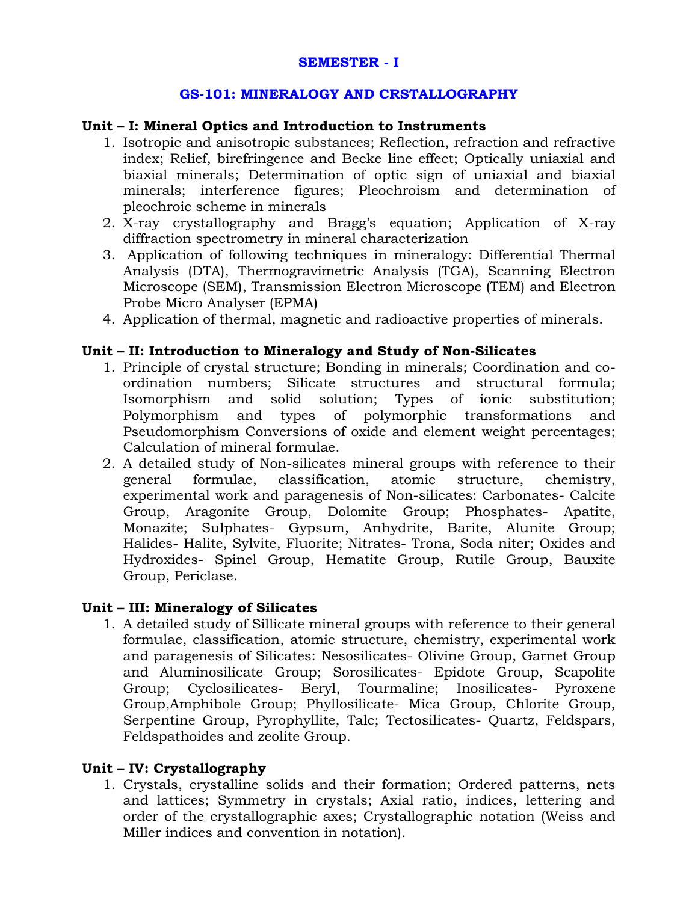## SEMESTER - I

## GS-101: MINERALOGY AND CRSTALLOGRAPHY

**Unit – I: Mineral Optics and Introduction to Instruments**

1. Isotropic and anisotropic substances; Reflection, refraction and refractive index; Relief, birefringence and Becke line effect; Optically uniaxial and biaxial minerals; Determination of optic sign of uniaxial and biaxial minerals; interference figures; Pleochroism and determination of pleochroic scheme in minerals
2. X-ray crystallography and Bragg's equation; Application of X-ray diffraction spectrometry in mineral characterization
3. Application of following techniques in mineralogy: Differential Thermal Analysis (DTA), Thermogravimetric Analysis (TGA), Scanning Electron Microscope (SEM), Transmission Electron Microscope (TEM) and Electron Probe Micro Analyser (EPMA)
4. Application of thermal, magnetic and radioactive properties of minerals.

**Unit – II: Introduction to Mineralogy and Study of Non-Silicates**

1. Principle of crystal structure; Bonding in minerals; Coordination and co-ordination numbers; Silicate structures and structural formula; Isomorphism and solid solution; Types of ionic substitution; Polymorphism and types of polymorphic transformations and Pseudomorphism Conversions of oxide and element weight percentages; Calculation of mineral formulae.
2. A detailed study of Non-silicates mineral groups with reference to their general formulae, classification, atomic structure, chemistry, experimental work and paragenesis of Non-silicates: Carbonates- Calcite Group, Aragonite Group, Dolomite Group; Phosphates- Apatite, Monazite; Sulphates- Gypsum, Anhydrite, Barite, Alunite Group; Halides- Halite, Sylvite, Fluorite; Nitrates- Trona, Soda niter; Oxides and Hydroxides- Spinel Group, Hematite Group, Rutile Group, Bauxite Group, Periclase.

**Unit – III: Mineralogy of Silicates**

1. A detailed study of Sillicate mineral groups with reference to their general formulae, classification, atomic structure, chemistry, experimental work and paragenesis of Silicates: Nesosilicates- Olivine Group, Garnet Group and Aluminosilicate Group; Sorosilicates- Epidote Group, Scapolite Group; Cyclosilicates- Beryl, Tourmaline; Inosilicates- Pyroxene Group,Amphibole Group; Phyllosilicate- Mica Group, Chlorite Group, Serpentine Group, Pyrophyllite, Talc; Tectosilicates- Quartz, Feldspars, Feldspathoides and zeolite Group.

**Unit – IV: Crystallography**

1. Crystals, crystalline solids and their formation; Ordered patterns, nets and lattices; Symmetry in crystals; Axial ratio, indices, lettering and order of the crystallographic axes; Crystallographic notation (Weiss and Miller indices and convention in notation).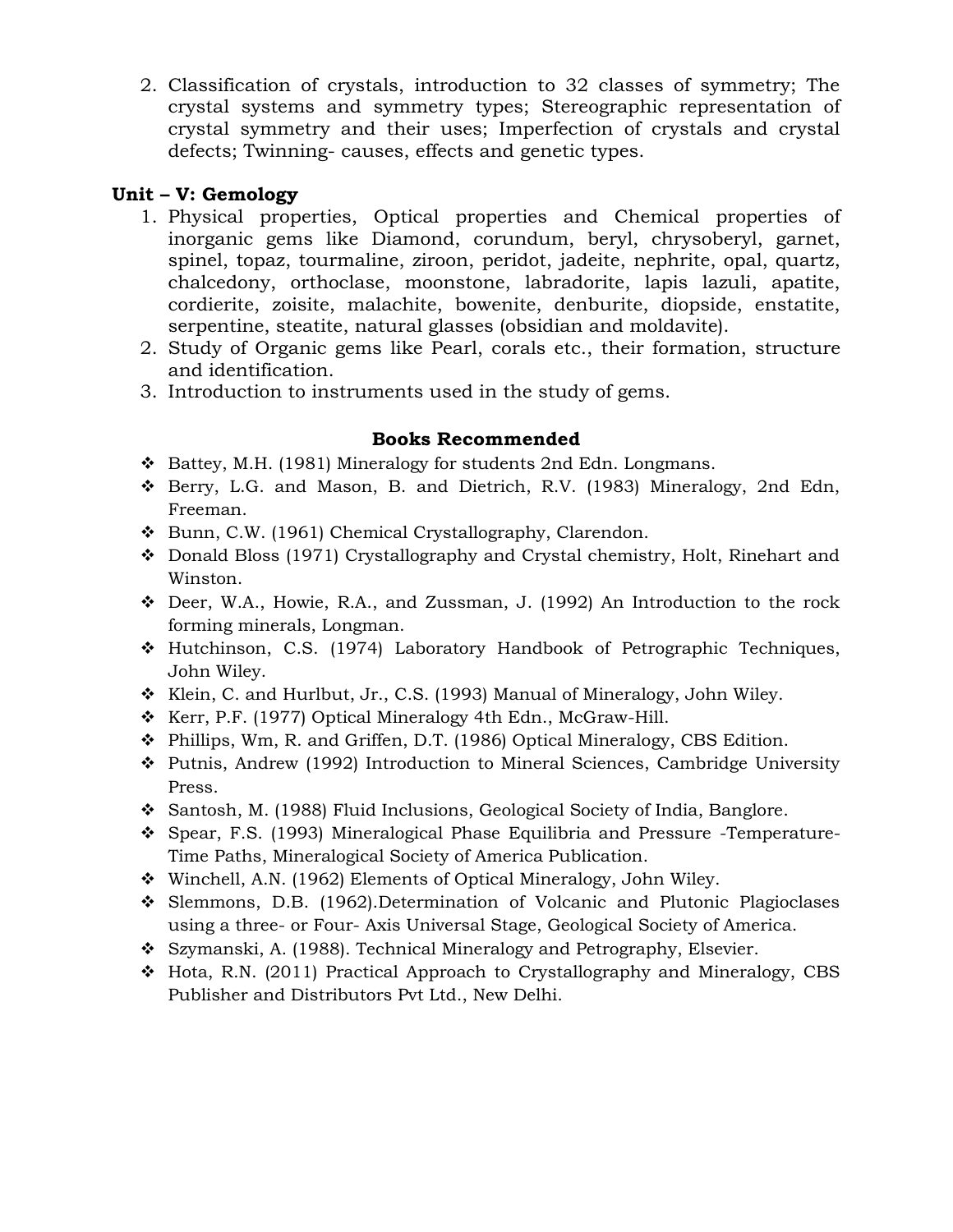2. Classification of crystals, introduction to 32 classes of symmetry; The crystal systems and symmetry types; Stereographic representation of crystal symmetry and their uses; Imperfection of crystals and crystal defects; Twinning- causes, effects and genetic types.

## Unit – V: Gemology

1. Physical properties, Optical properties and Chemical properties of inorganic gems like Diamond, corundum, beryl, chrysoberyl, garnet, spinel, topaz, tourmaline, ziroon, peridot, jadeite, nephrite, opal, quartz, chalcedony, orthoclase, moonstone, labradorite, lapis lazuli, apatite, cordierite, zoisite, malachite, bowenite, denburite, diopside, enstatite, serpentine, steatite, natural glasses (obsidian and moldavite).
2. Study of Organic gems like Pearl, corals etc., their formation, structure and identification.
3. Introduction to instruments used in the study of gems.

### Books Recommended

- Battey, M.H. (1981) Mineralogy for students 2nd Edn. Longmans.
- Berry, L.G. and Mason, B. and Dietrich, R.V. (1983) Mineralogy, 2nd Edn, Freeman.
- Bunn, C.W. (1961) Chemical Crystallography, Clarendon.
- Donald Bloss (1971) Crystallography and Crystal chemistry, Holt, Rinehart and Winston.
- Deer, W.A., Howie, R.A., and Zussman, J. (1992) An Introduction to the rock forming minerals, Longman.
- Hutchinson, C.S. (1974) Laboratory Handbook of Petrographic Techniques, John Wiley.
- Klein, C. and Hurlbut, Jr., C.S. (1993) Manual of Mineralogy, John Wiley.
- Kerr, P.F. (1977) Optical Mineralogy 4th Edn., McGraw-Hill.
- Phillips, Wm, R. and Griffen, D.T. (1986) Optical Mineralogy, CBS Edition.
- Putnis, Andrew (1992) Introduction to Mineral Sciences, Cambridge University Press.
- Santosh, M. (1988) Fluid Inclusions, Geological Society of India, Banglore.
- Spear, F.S. (1993) Mineralogical Phase Equilibria and Pressure -Temperature-Time Paths, Mineralogical Society of America Publication.
- Winchell, A.N. (1962) Elements of Optical Mineralogy, John Wiley.
- Slemmons, D.B. (1962).Determination of Volcanic and Plutonic Plagioclases using a three- or Four- Axis Universal Stage, Geological Society of America.
- Szymanski, A. (1988). Technical Mineralogy and Petrography, Elsevier.
- Hota, R.N. (2011) Practical Approach to Crystallography and Mineralogy, CBS Publisher and Distributors Pvt Ltd., New Delhi.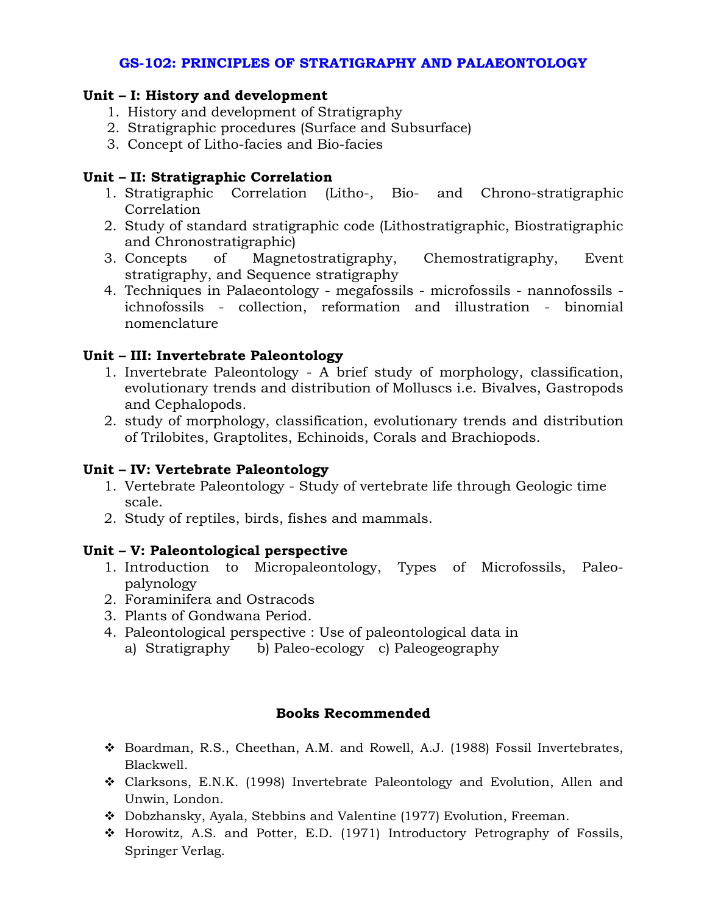## GS-102: PRINCIPLES OF STRATIGRAPHY AND PALAEONTOLOGY

**Unit – I: History and development**

1. History and development of Stratigraphy
2. Stratigraphic procedures (Surface and Subsurface)
3. Concept of Litho-facies and Bio-facies

**Unit – II: Stratigraphic Correlation**

1. Stratigraphic Correlation (Litho-, Bio- and Chrono-stratigraphic Correlation
2. Study of standard stratigraphic code (Lithostratigraphic, Biostratigraphic and Chronostratigraphic)
3. Concepts of Magnetostratigraphy, Chemostratigraphy, Event stratigraphy, and Sequence stratigraphy
4. Techniques in Palaeontology - megafossils - microfossils - nannofossils - ichnofossils - collection, reformation and illustration - binomial nomenclature

**Unit – III: Invertebrate Paleontology**

1. Invertebrate Paleontology - A brief study of morphology, classification, evolutionary trends and distribution of Molluscs i.e. Bivalves, Gastropods and Cephalopods.
2. study of morphology, classification, evolutionary trends and distribution of Trilobites, Graptolites, Echinoids, Corals and Brachiopods.

**Unit – IV: Vertebrate Paleontology**

1. Vertebrate Paleontology - Study of vertebrate life through Geologic time scale.
2. Study of reptiles, birds, fishes and mammals.

**Unit – V: Paleontological perspective**

1. Introduction to Micropaleontology, Types of Microfossils, Paleo-palynology
2. Foraminifera and Ostracods
3. Plants of Gondwana Period.
4. Paleontological perspective : Use of paleontological data in
   a) Stratigraphy b) Paleo-ecology c) Paleogeography

**Books Recommended**

- Boardman, R.S., Cheethan, A.M. and Rowell, A.J. (1988) Fossil Invertebrates, Blackwell.
- Clarksons, E.N.K. (1998) Invertebrate Paleontology and Evolution, Allen and Unwin, London.
- Dobzhansky, Ayala, Stebbins and Valentine (1977) Evolution, Freeman.
- Horowitz, A.S. and Potter, E.D. (1971) Introductory Petrography of Fossils, Springer Verlag.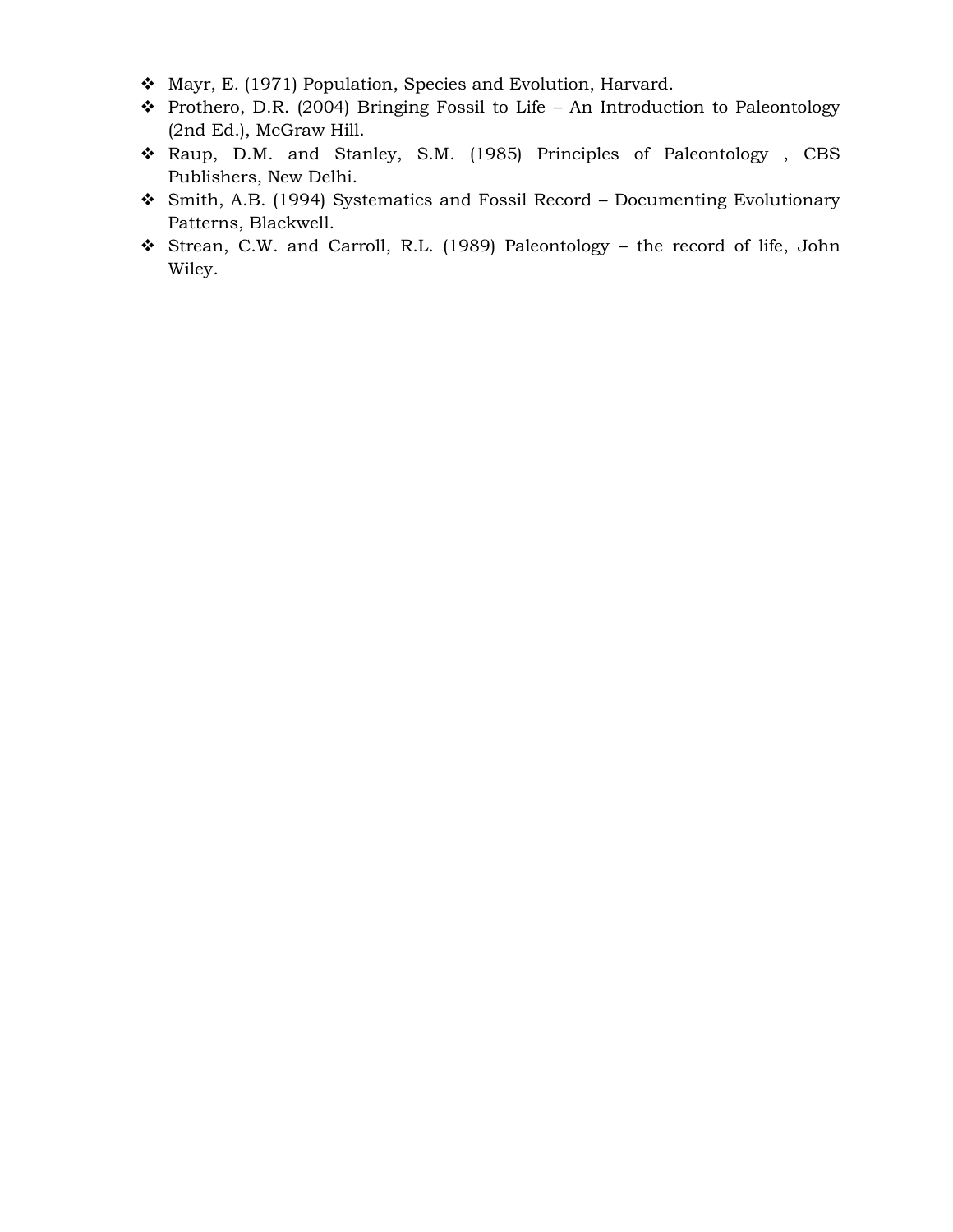- Mayr, E. (1971) Population, Species and Evolution, Harvard.
- Prothero, D.R. (2004) Bringing Fossil to Life – An Introduction to Paleontology (2nd Ed.), McGraw Hill.
- Raup, D.M. and Stanley, S.M. (1985) Principles of Paleontology , CBS Publishers, New Delhi.
- Smith, A.B. (1994) Systematics and Fossil Record – Documenting Evolutionary Patterns, Blackwell.
- Strean, C.W. and Carroll, R.L. (1989) Paleontology – the record of life, John Wiley.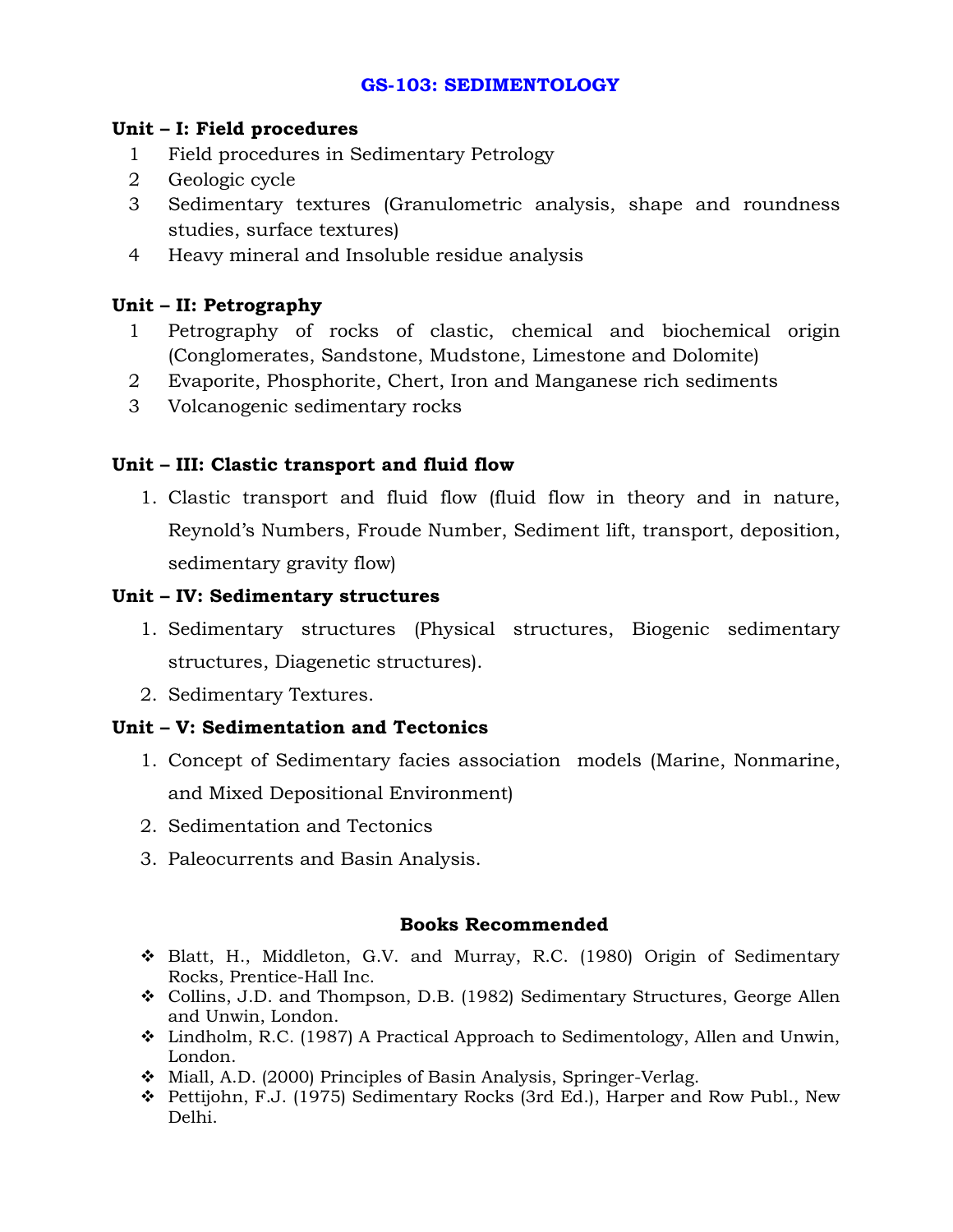# GS-103: SEDIMENTOLOGY

**Unit – I: Field procedures**

1. Field procedures in Sedimentary Petrology
2. Geologic cycle
3. Sedimentary textures (Granulometric analysis, shape and roundness studies, surface textures)
4. Heavy mineral and Insoluble residue analysis

**Unit – II: Petrography**

1. Petrography of rocks of clastic, chemical and biochemical origin (Conglomerates, Sandstone, Mudstone, Limestone and Dolomite)
2. Evaporite, Phosphorite, Chert, Iron and Manganese rich sediments
3. Volcanogenic sedimentary rocks

**Unit – III: Clastic transport and fluid flow**

1. Clastic transport and fluid flow (fluid flow in theory and in nature, Reynold's Numbers, Froude Number, Sediment lift, transport, deposition, sedimentary gravity flow)

**Unit – IV: Sedimentary structures**

1. Sedimentary structures (Physical structures, Biogenic sedimentary structures, Diagenetic structures).
2. Sedimentary Textures.

**Unit – V: Sedimentation and Tectonics**

1. Concept of Sedimentary facies association models (Marine, Nonmarine, and Mixed Depositional Environment)
2. Sedimentation and Tectonics
3. Paleocurrents and Basin Analysis.

**Books Recommended**

- Blatt, H., Middleton, G.V. and Murray, R.C. (1980) Origin of Sedimentary Rocks, Prentice-Hall Inc.
- Collins, J.D. and Thompson, D.B. (1982) Sedimentary Structures, George Allen and Unwin, London.
- Lindholm, R.C. (1987) A Practical Approach to Sedimentology, Allen and Unwin, London.
- Miall, A.D. (2000) Principles of Basin Analysis, Springer-Verlag.
- Pettijohn, F.J. (1975) Sedimentary Rocks (3rd Ed.), Harper and Row Publ., New Delhi.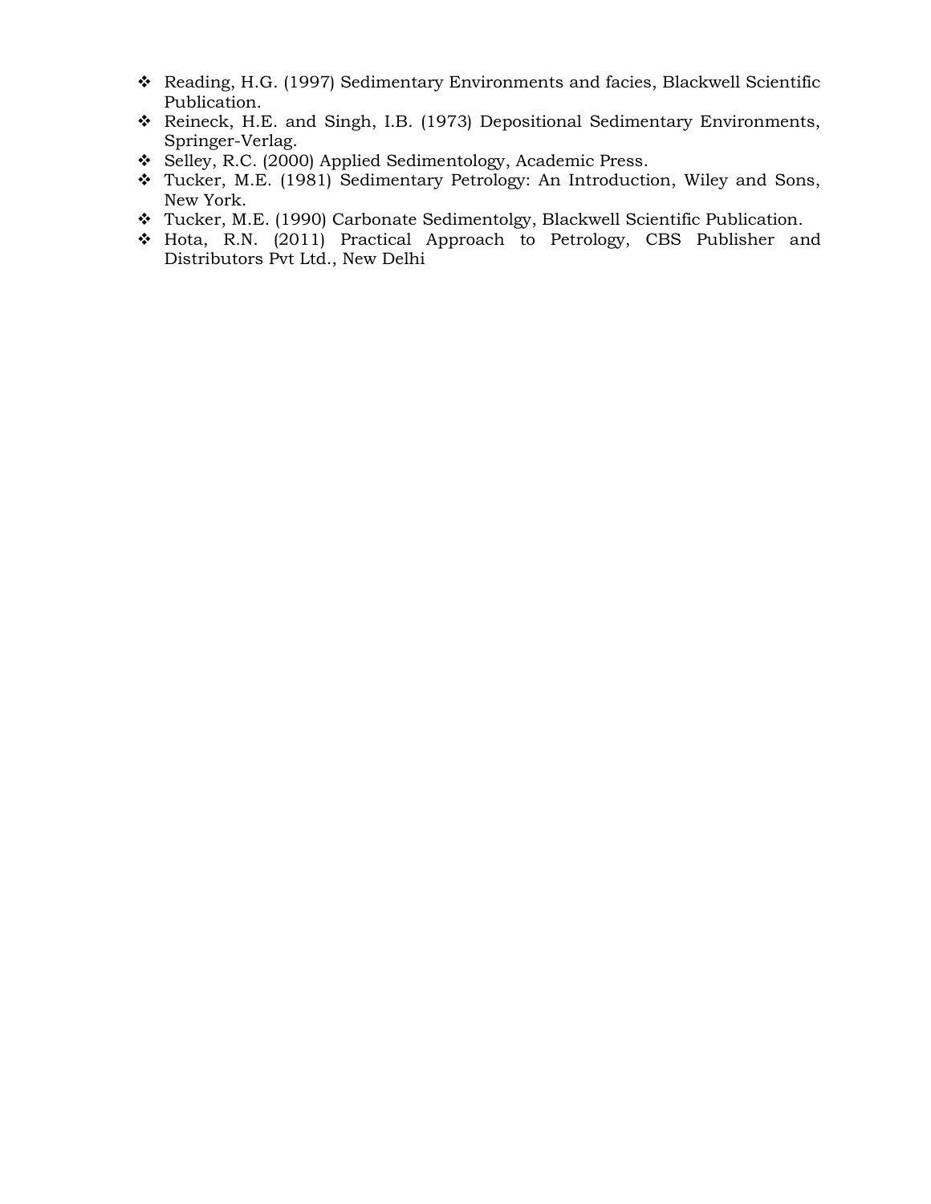- Reading, H.G. (1997) Sedimentary Environments and facies, Blackwell Scientific Publication.
- Reineck, H.E. and Singh, I.B. (1973) Depositional Sedimentary Environments, Springer-Verlag.
- Selley, R.C. (2000) Applied Sedimentology, Academic Press.
- Tucker, M.E. (1981) Sedimentary Petrology: An Introduction, Wiley and Sons, New York.
- Tucker, M.E. (1990) Carbonate Sedimentolgy, Blackwell Scientific Publication.
- Hota, R.N. (2011) Practical Approach to Petrology, CBS Publisher and Distributors Pvt Ltd., New Delhi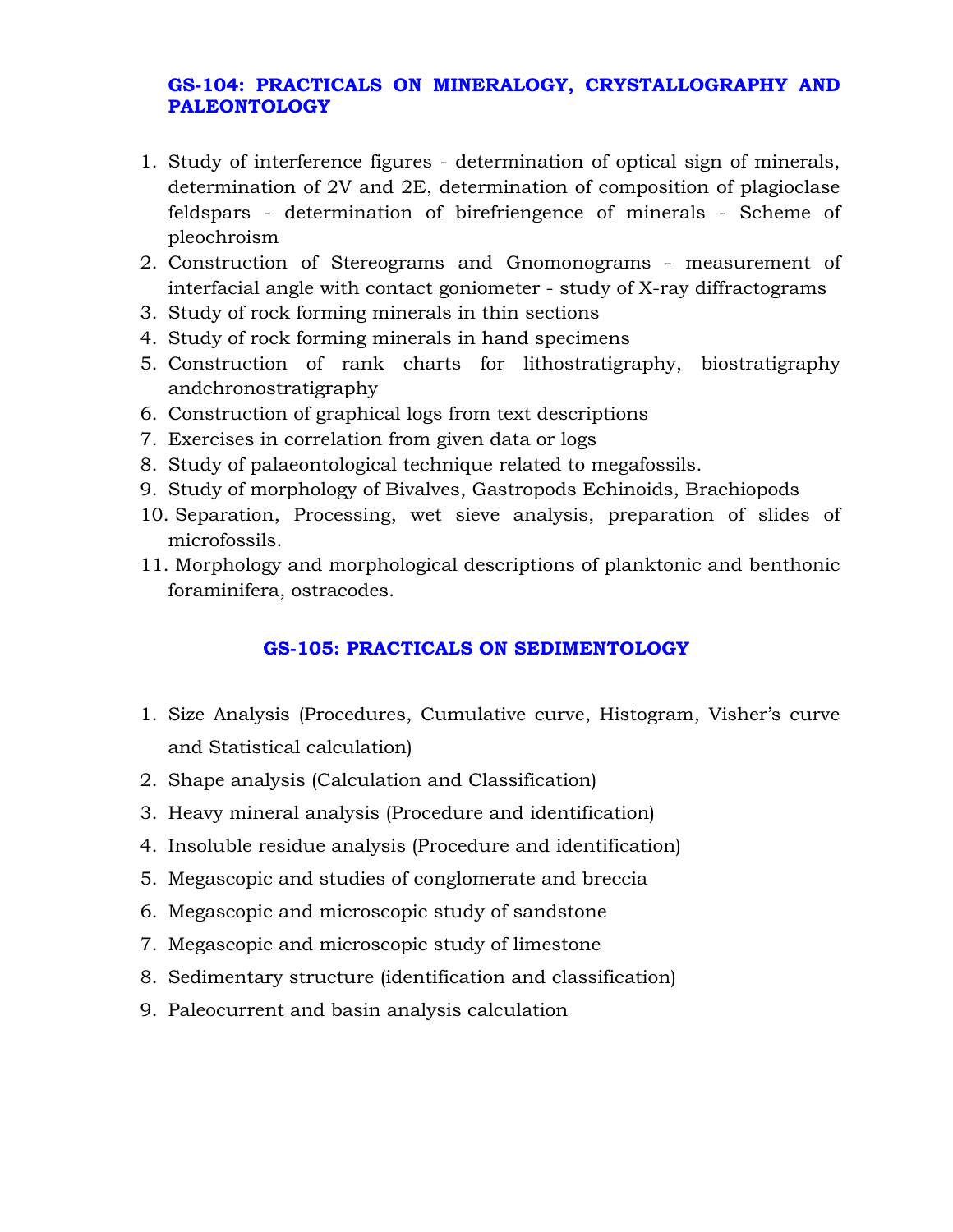## GS-104: PRACTICALS ON MINERALOGY, CRYSTALLOGRAPHY AND PALEONTOLOGY

1. Study of interference figures - determination of optical sign of minerals, determination of 2V and 2E, determination of composition of plagioclase feldspars - determination of birefriengence of minerals - Scheme of pleochroism
2. Construction of Stereograms and Gnomonograms - measurement of interfacial angle with contact goniometer - study of X-ray diffractograms
3. Study of rock forming minerals in thin sections
4. Study of rock forming minerals in hand specimens
5. Construction of rank charts for lithostratigraphy, biostratigraphy andchronostratigraphy
6. Construction of graphical logs from text descriptions
7. Exercises in correlation from given data or logs
8. Study of palaeontological technique related to megafossils.
9. Study of morphology of Bivalves, Gastropods Echinoids, Brachiopods
10. Separation, Processing, wet sieve analysis, preparation of slides of microfossils.
11. Morphology and morphological descriptions of planktonic and benthonic foraminifera, ostracodes.

## GS-105: PRACTICALS ON SEDIMENTOLOGY

1. Size Analysis (Procedures, Cumulative curve, Histogram, Visher's curve and Statistical calculation)
2. Shape analysis (Calculation and Classification)
3. Heavy mineral analysis (Procedure and identification)
4. Insoluble residue analysis (Procedure and identification)
5. Megascopic and studies of conglomerate and breccia
6. Megascopic and microscopic study of sandstone
7. Megascopic and microscopic study of limestone
8. Sedimentary structure (identification and classification)
9. Paleocurrent and basin analysis calculation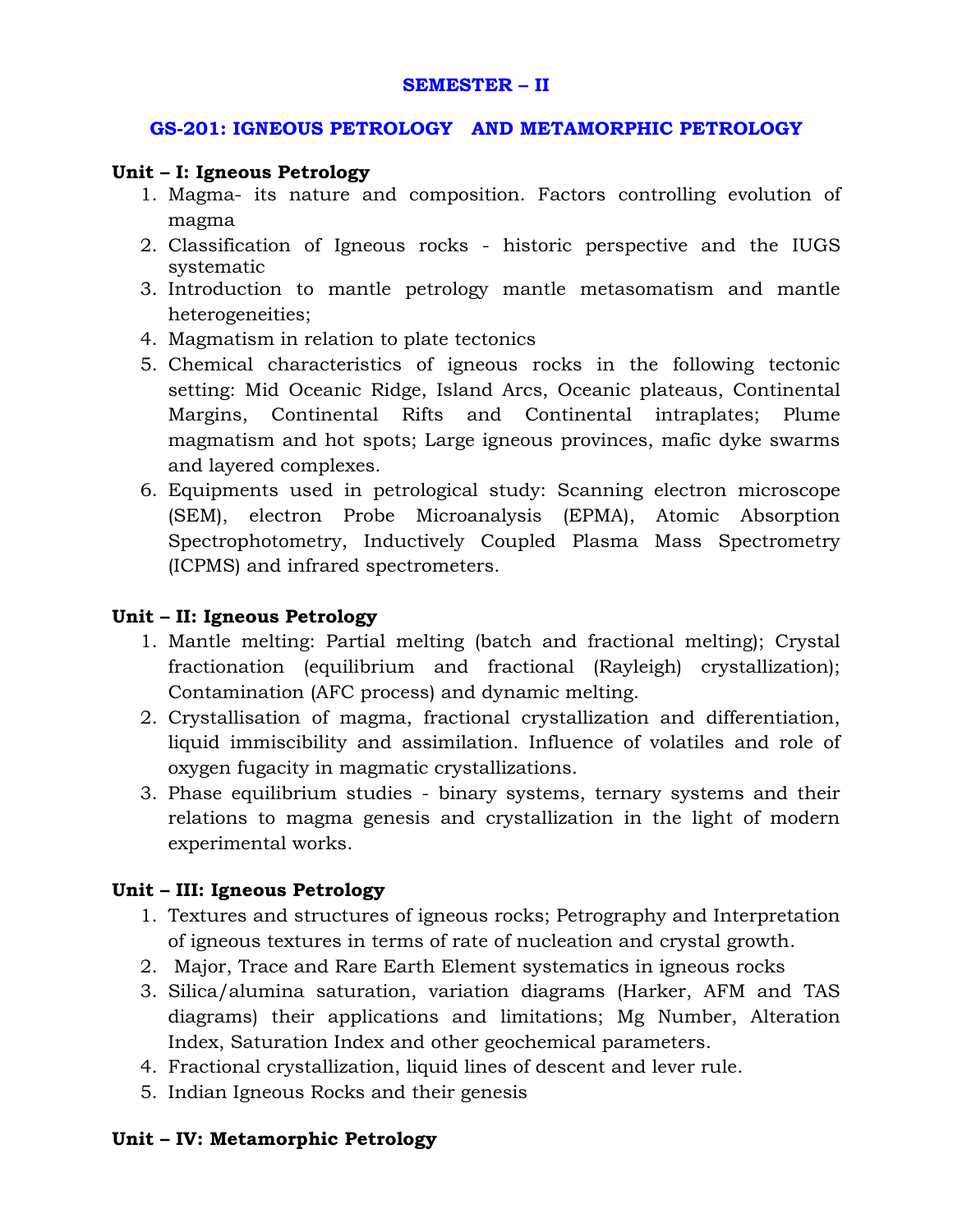## SEMESTER – II

### GS-201: IGNEOUS PETROLOGY AND METAMORPHIC PETROLOGY

**Unit – I: Igneous Petrology**

1. Magma- its nature and composition. Factors controlling evolution of magma
2. Classification of Igneous rocks - historic perspective and the IUGS systematic
3. Introduction to mantle petrology mantle metasomatism and mantle heterogeneities;
4. Magmatism in relation to plate tectonics
5. Chemical characteristics of igneous rocks in the following tectonic setting: Mid Oceanic Ridge, Island Arcs, Oceanic plateaus, Continental Margins, Continental Rifts and Continental intraplates; Plume magmatism and hot spots; Large igneous provinces, mafic dyke swarms and layered complexes.
6. Equipments used in petrological study: Scanning electron microscope (SEM), electron Probe Microanalysis (EPMA), Atomic Absorption Spectrophotometry, Inductively Coupled Plasma Mass Spectrometry (ICPMS) and infrared spectrometers.

**Unit – II: Igneous Petrology**

1. Mantle melting: Partial melting (batch and fractional melting); Crystal fractionation (equilibrium and fractional (Rayleigh) crystallization); Contamination (AFC process) and dynamic melting.
2. Crystallisation of magma, fractional crystallization and differentiation, liquid immiscibility and assimilation. Influence of volatiles and role of oxygen fugacity in magmatic crystallizations.
3. Phase equilibrium studies - binary systems, ternary systems and their relations to magma genesis and crystallization in the light of modern experimental works.

**Unit – III: Igneous Petrology**

1. Textures and structures of igneous rocks; Petrography and Interpretation of igneous textures in terms of rate of nucleation and crystal growth.
2. Major, Trace and Rare Earth Element systematics in igneous rocks
3. Silica/alumina saturation, variation diagrams (Harker, AFM and TAS diagrams) their applications and limitations; Mg Number, Alteration Index, Saturation Index and other geochemical parameters.
4. Fractional crystallization, liquid lines of descent and lever rule.
5. Indian Igneous Rocks and their genesis

**Unit – IV: Metamorphic Petrology**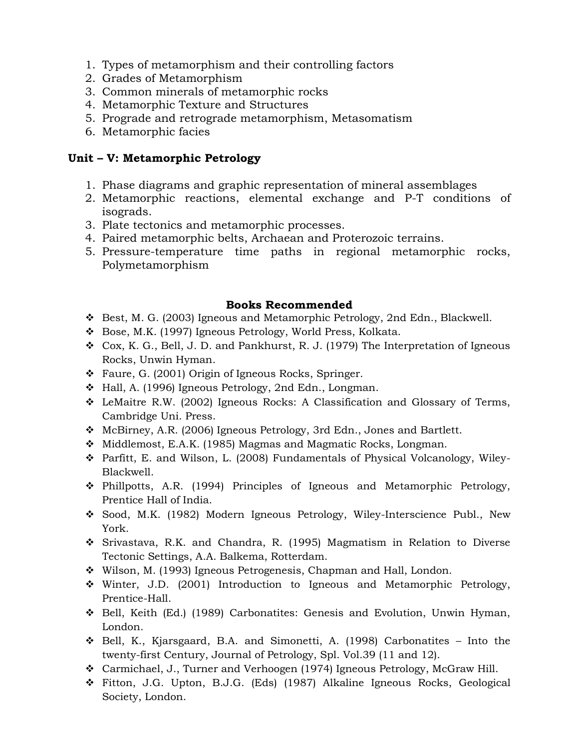1. Types of metamorphism and their controlling factors
2. Grades of Metamorphism
3. Common minerals of metamorphic rocks
4. Metamorphic Texture and Structures
5. Prograde and retrograde metamorphism, Metasomatism
6. Metamorphic facies

**Unit – V: Metamorphic Petrology**

1. Phase diagrams and graphic representation of mineral assemblages
2. Metamorphic reactions, elemental exchange and P-T conditions of isograds.
3. Plate tectonics and metamorphic processes.
4. Paired metamorphic belts, Archaean and Proterozoic terrains.
5. Pressure-temperature time paths in regional metamorphic rocks, Polymetamorphism

**Books Recommended**

- Best, M. G. (2003) Igneous and Metamorphic Petrology, 2nd Edn., Blackwell.
- Bose, M.K. (1997) Igneous Petrology, World Press, Kolkata.
- Cox, K. G., Bell, J. D. and Pankhurst, R. J. (1979) The Interpretation of Igneous Rocks, Unwin Hyman.
- Faure, G. (2001) Origin of Igneous Rocks, Springer.
- Hall, A. (1996) Igneous Petrology, 2nd Edn., Longman.
- LeMaitre R.W. (2002) Igneous Rocks: A Classification and Glossary of Terms, Cambridge Uni. Press.
- McBirney, A.R. (2006) Igneous Petrology, 3rd Edn., Jones and Bartlett.
- Middlemost, E.A.K. (1985) Magmas and Magmatic Rocks, Longman.
- Parfitt, E. and Wilson, L. (2008) Fundamentals of Physical Volcanology, Wiley-Blackwell.
- Phillpotts, A.R. (1994) Principles of Igneous and Metamorphic Petrology, Prentice Hall of India.
- Sood, M.K. (1982) Modern Igneous Petrology, Wiley-Interscience Publ., New York.
- Srivastava, R.K. and Chandra, R. (1995) Magmatism in Relation to Diverse Tectonic Settings, A.A. Balkema, Rotterdam.
- Wilson, M. (1993) Igneous Petrogenesis, Chapman and Hall, London.
- Winter, J.D. (2001) Introduction to Igneous and Metamorphic Petrology, Prentice-Hall.
- Bell, Keith (Ed.) (1989) Carbonatites: Genesis and Evolution, Unwin Hyman, London.
- Bell, K., Kjarsgaard, B.A. and Simonetti, A. (1998) Carbonatites – Into the twenty-first Century, Journal of Petrology, Spl. Vol.39 (11 and 12).
- Carmichael, J., Turner and Verhoogen (1974) Igneous Petrology, McGraw Hill.
- Fitton, J.G. Upton, B.J.G. (Eds) (1987) Alkaline Igneous Rocks, Geological Society, London.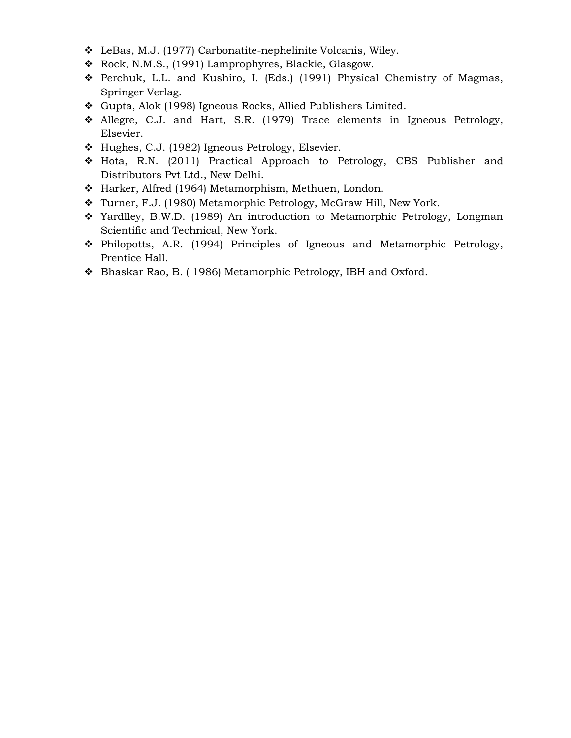- LeBas, M.J. (1977) Carbonatite-nephelinite Volcanis, Wiley.
- Rock, N.M.S., (1991) Lamprophyres, Blackie, Glasgow.
- Perchuk, L.L. and Kushiro, I. (Eds.) (1991) Physical Chemistry of Magmas, Springer Verlag.
- Gupta, Alok (1998) Igneous Rocks, Allied Publishers Limited.
- Allegre, C.J. and Hart, S.R. (1979) Trace elements in Igneous Petrology, Elsevier.
- Hughes, C.J. (1982) Igneous Petrology, Elsevier.
- Hota, R.N. (2011) Practical Approach to Petrology, CBS Publisher and Distributors Pvt Ltd., New Delhi.
- Harker, Alfred (1964) Metamorphism, Methuen, London.
- Turner, F.J. (1980) Metamorphic Petrology, McGraw Hill, New York.
- Yardlley, B.W.D. (1989) An introduction to Metamorphic Petrology, Longman Scientific and Technical, New York.
- Philopotts, A.R. (1994) Principles of Igneous and Metamorphic Petrology, Prentice Hall.
- Bhaskar Rao, B. ( 1986) Metamorphic Petrology, IBH and Oxford.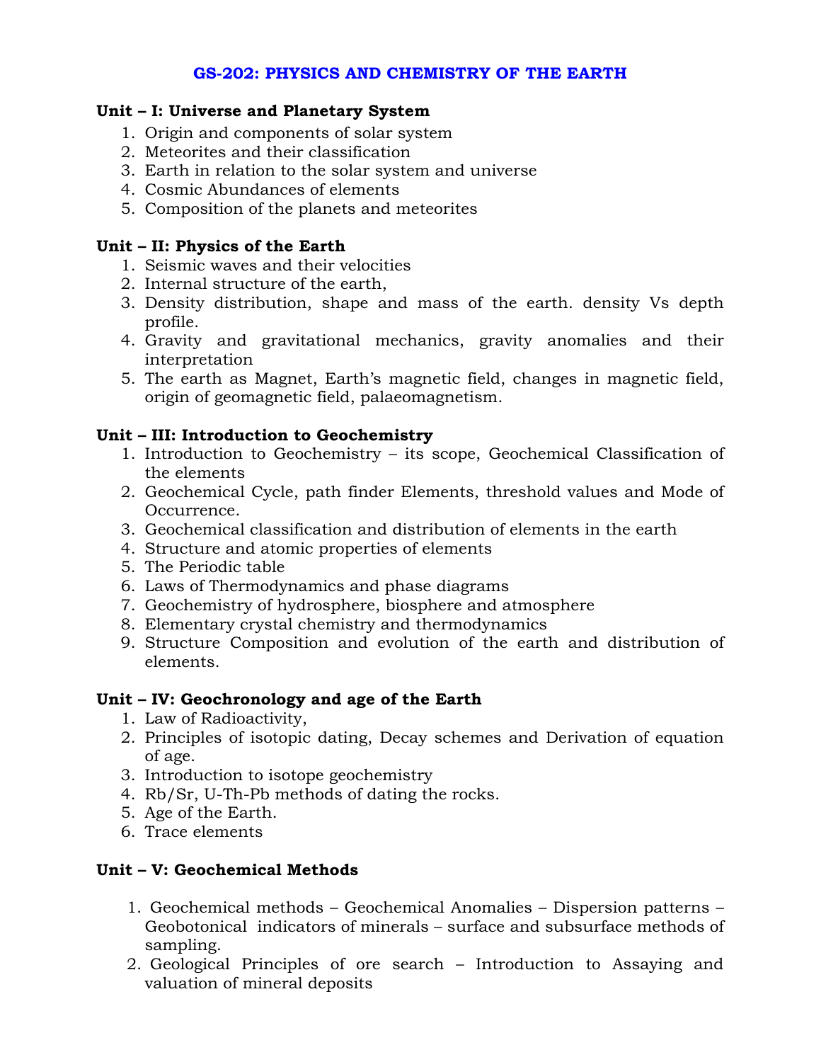# GS-202: PHYSICS AND CHEMISTRY OF THE EARTH

**Unit – I: Universe and Planetary System**

1. Origin and components of solar system
2. Meteorites and their classification
3. Earth in relation to the solar system and universe
4. Cosmic Abundances of elements
5. Composition of the planets and meteorites

**Unit – II: Physics of the Earth**

1. Seismic waves and their velocities
2. Internal structure of the earth,
3. Density distribution, shape and mass of the earth. density Vs depth profile.
4. Gravity and gravitational mechanics, gravity anomalies and their interpretation
5. The earth as Magnet, Earth's magnetic field, changes in magnetic field, origin of geomagnetic field, palaeomagnetism.

**Unit – III: Introduction to Geochemistry**

1. Introduction to Geochemistry – its scope, Geochemical Classification of the elements
2. Geochemical Cycle, path finder Elements, threshold values and Mode of Occurrence.
3. Geochemical classification and distribution of elements in the earth
4. Structure and atomic properties of elements
5. The Periodic table
6. Laws of Thermodynamics and phase diagrams
7. Geochemistry of hydrosphere, biosphere and atmosphere
8. Elementary crystal chemistry and thermodynamics
9. Structure Composition and evolution of the earth and distribution of elements.

**Unit – IV: Geochronology and age of the Earth**

1. Law of Radioactivity,
2. Principles of isotopic dating, Decay schemes and Derivation of equation of age.
3. Introduction to isotope geochemistry
4. Rb/Sr, U-Th-Pb methods of dating the rocks.
5. Age of the Earth.
6. Trace elements

**Unit – V: Geochemical Methods**

1. Geochemical methods – Geochemical Anomalies – Dispersion patterns – Geobotonical indicators of minerals – surface and subsurface methods of sampling.
2. Geological Principles of ore search – Introduction to Assaying and valuation of mineral deposits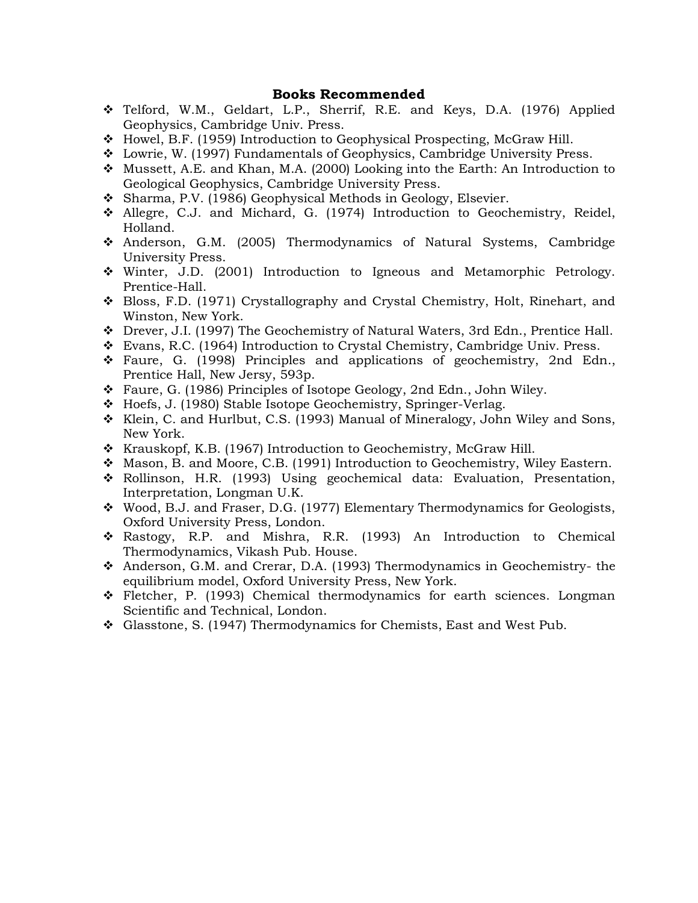**Books Recommended**

- Telford, W.M., Geldart, L.P., Sherrif, R.E. and Keys, D.A. (1976) Applied Geophysics, Cambridge Univ. Press.
- Howel, B.F. (1959) Introduction to Geophysical Prospecting, McGraw Hill.
- Lowrie, W. (1997) Fundamentals of Geophysics, Cambridge University Press.
- Mussett, A.E. and Khan, M.A. (2000) Looking into the Earth: An Introduction to Geological Geophysics, Cambridge University Press.
- Sharma, P.V. (1986) Geophysical Methods in Geology, Elsevier.
- Allegre, C.J. and Michard, G. (1974) Introduction to Geochemistry, Reidel, Holland.
- Anderson, G.M. (2005) Thermodynamics of Natural Systems, Cambridge University Press.
- Winter, J.D. (2001) Introduction to Igneous and Metamorphic Petrology. Prentice-Hall.
- Bloss, F.D. (1971) Crystallography and Crystal Chemistry, Holt, Rinehart, and Winston, New York.
- Drever, J.I. (1997) The Geochemistry of Natural Waters, 3rd Edn., Prentice Hall.
- Evans, R.C. (1964) Introduction to Crystal Chemistry, Cambridge Univ. Press.
- Faure, G. (1998) Principles and applications of geochemistry, 2nd Edn., Prentice Hall, New Jersy, 593p.
- Faure, G. (1986) Principles of Isotope Geology, 2nd Edn., John Wiley.
- Hoefs, J. (1980) Stable Isotope Geochemistry, Springer-Verlag.
- Klein, C. and Hurlbut, C.S. (1993) Manual of Mineralogy, John Wiley and Sons, New York.
- Krauskopf, K.B. (1967) Introduction to Geochemistry, McGraw Hill.
- Mason, B. and Moore, C.B. (1991) Introduction to Geochemistry, Wiley Eastern.
- Rollinson, H.R. (1993) Using geochemical data: Evaluation, Presentation, Interpretation, Longman U.K.
- Wood, B.J. and Fraser, D.G. (1977) Elementary Thermodynamics for Geologists, Oxford University Press, London.
- Rastogy, R.P. and Mishra, R.R. (1993) An Introduction to Chemical Thermodynamics, Vikash Pub. House.
- Anderson, G.M. and Crerar, D.A. (1993) Thermodynamics in Geochemistry- the equilibrium model, Oxford University Press, New York.
- Fletcher, P. (1993) Chemical thermodynamics for earth sciences. Longman Scientific and Technical, London.
- Glasstone, S. (1947) Thermodynamics for Chemists, East and West Pub.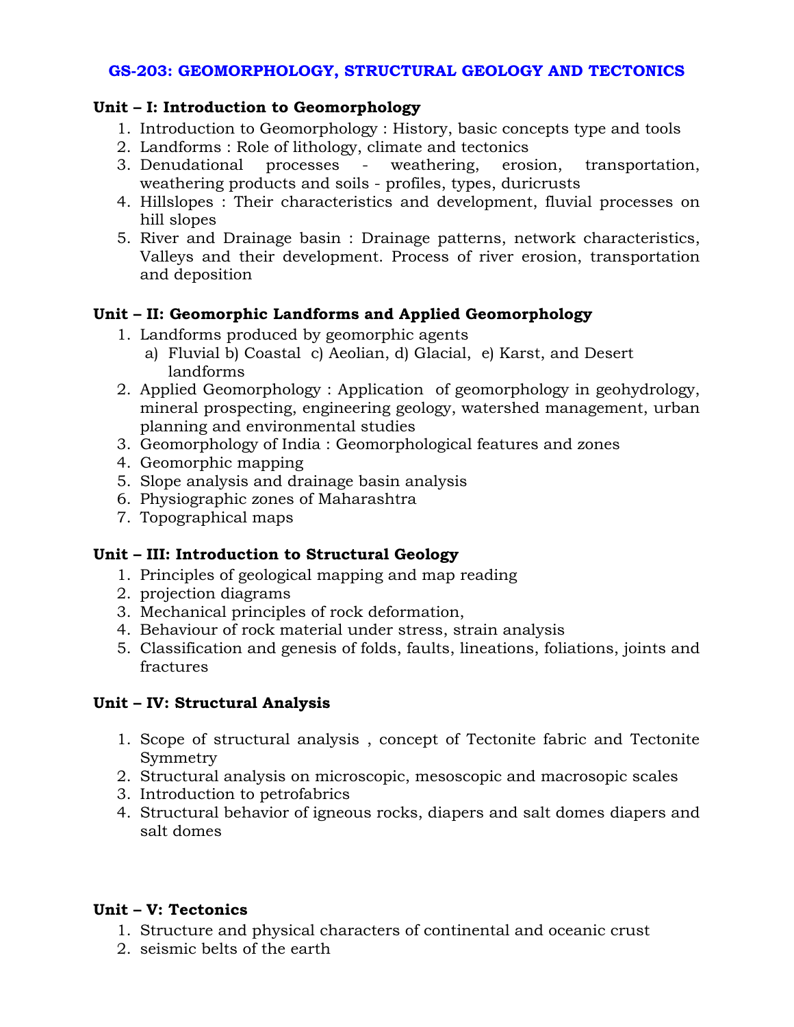## GS-203: GEOMORPHOLOGY, STRUCTURAL GEOLOGY AND TECTONICS

**Unit – I: Introduction to Geomorphology**

1. Introduction to Geomorphology : History, basic concepts type and tools
2. Landforms : Role of lithology, climate and tectonics
3. Denudational processes - weathering, erosion, transportation, weathering products and soils - profiles, types, duricrusts
4. Hillslopes : Their characteristics and development, fluvial processes on hill slopes
5. River and Drainage basin : Drainage patterns, network characteristics, Valleys and their development. Process of river erosion, transportation and deposition

**Unit – II: Geomorphic Landforms and Applied Geomorphology**

1. Landforms produced by geomorphic agents
   a) Fluvial b) Coastal c) Aeolian, d) Glacial, e) Karst, and Desert landforms
2. Applied Geomorphology : Application of geomorphology in geohydrology, mineral prospecting, engineering geology, watershed management, urban planning and environmental studies
3. Geomorphology of India : Geomorphological features and zones
4. Geomorphic mapping
5. Slope analysis and drainage basin analysis
6. Physiographic zones of Maharashtra
7. Topographical maps

**Unit – III: Introduction to Structural Geology**

1. Principles of geological mapping and map reading
2. projection diagrams
3. Mechanical principles of rock deformation,
4. Behaviour of rock material under stress, strain analysis
5. Classification and genesis of folds, faults, lineations, foliations, joints and fractures

**Unit – IV: Structural Analysis**

1. Scope of structural analysis , concept of Tectonite fabric and Tectonite Symmetry
2. Structural analysis on microscopic, mesoscopic and macrosopic scales
3. Introduction to petrofabrics
4. Structural behavior of igneous rocks, diapers and salt domes diapers and salt domes

**Unit – V: Tectonics**

1. Structure and physical characters of continental and oceanic crust
2. seismic belts of the earth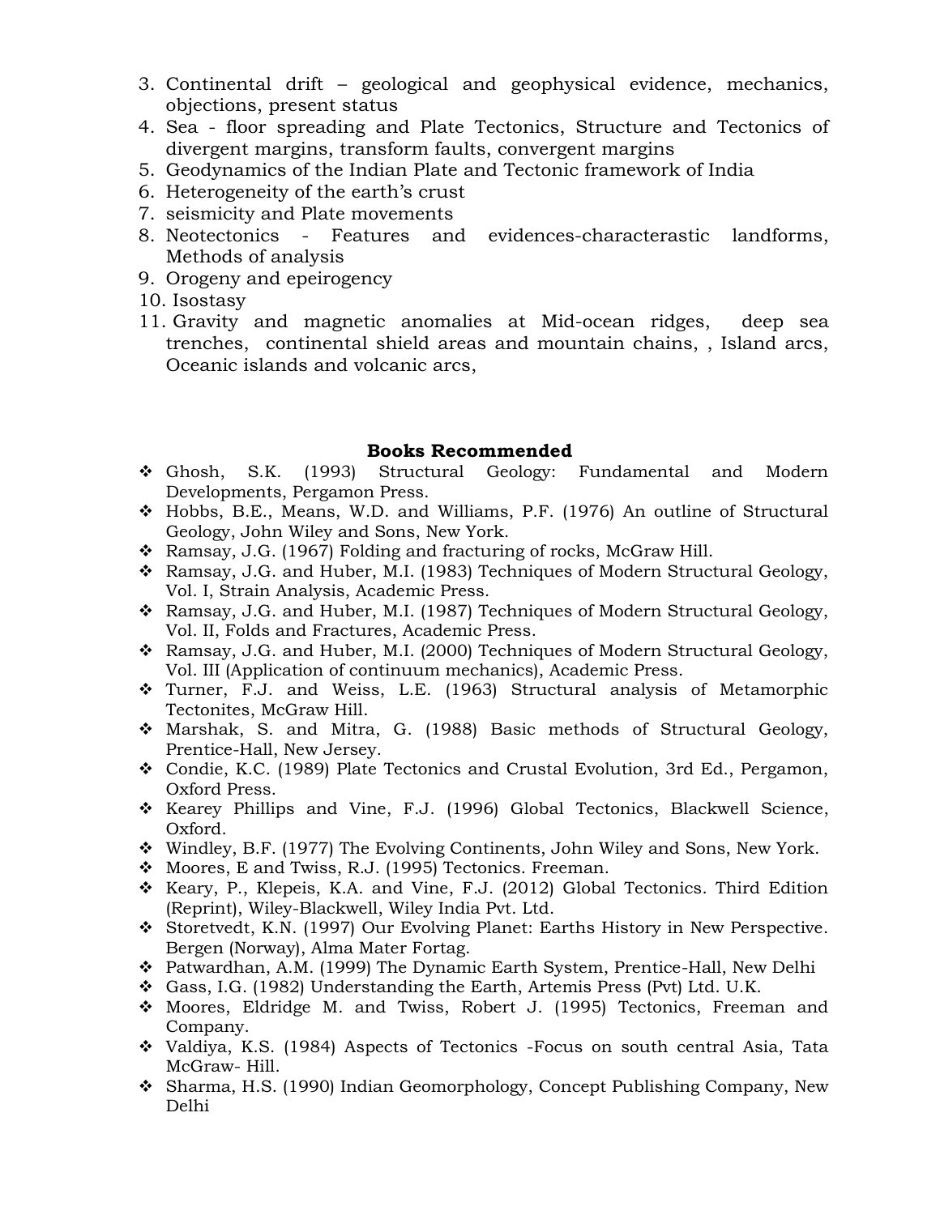3. Continental drift – geological and geophysical evidence, mechanics, objections, present status
4. Sea - floor spreading and Plate Tectonics, Structure and Tectonics of divergent margins, transform faults, convergent margins
5. Geodynamics of the Indian Plate and Tectonic framework of India
6. Heterogeneity of the earth's crust
7. seismicity and Plate movements
8. Neotectonics - Features and evidences-characterastic landforms, Methods of analysis
9. Orogeny and epeirogency
10. Isostasy
11. Gravity and magnetic anomalies at Mid-ocean ridges, deep sea trenches, continental shield areas and mountain chains, , Island arcs, Oceanic islands and volcanic arcs,

### Books Recommended

- Ghosh, S.K. (1993) Structural Geology: Fundamental and Modern Developments, Pergamon Press.
- Hobbs, B.E., Means, W.D. and Williams, P.F. (1976) An outline of Structural Geology, John Wiley and Sons, New York.
- Ramsay, J.G. (1967) Folding and fracturing of rocks, McGraw Hill.
- Ramsay, J.G. and Huber, M.I. (1983) Techniques of Modern Structural Geology, Vol. I, Strain Analysis, Academic Press.
- Ramsay, J.G. and Huber, M.I. (1987) Techniques of Modern Structural Geology, Vol. II, Folds and Fractures, Academic Press.
- Ramsay, J.G. and Huber, M.I. (2000) Techniques of Modern Structural Geology, Vol. III (Application of continuum mechanics), Academic Press.
- Turner, F.J. and Weiss, L.E. (1963) Structural analysis of Metamorphic Tectonites, McGraw Hill.
- Marshak, S. and Mitra, G. (1988) Basic methods of Structural Geology, Prentice-Hall, New Jersey.
- Condie, K.C. (1989) Plate Tectonics and Crustal Evolution, 3rd Ed., Pergamon, Oxford Press.
- Kearey Phillips and Vine, F.J. (1996) Global Tectonics, Blackwell Science, Oxford.
- Windley, B.F. (1977) The Evolving Continents, John Wiley and Sons, New York.
- Moores, E and Twiss, R.J. (1995) Tectonics. Freeman.
- Keary, P., Klepeis, K.A. and Vine, F.J. (2012) Global Tectonics. Third Edition (Reprint), Wiley-Blackwell, Wiley India Pvt. Ltd.
- Storetvedt, K.N. (1997) Our Evolving Planet: Earths History in New Perspective. Bergen (Norway), Alma Mater Fortag.
- Patwardhan, A.M. (1999) The Dynamic Earth System, Prentice-Hall, New Delhi
- Gass, I.G. (1982) Understanding the Earth, Artemis Press (Pvt) Ltd. U.K.
- Moores, Eldridge M. and Twiss, Robert J. (1995) Tectonics, Freeman and Company.
- Valdiya, K.S. (1984) Aspects of Tectonics -Focus on south central Asia, Tata McGraw- Hill.
- Sharma, H.S. (1990) Indian Geomorphology, Concept Publishing Company, New Delhi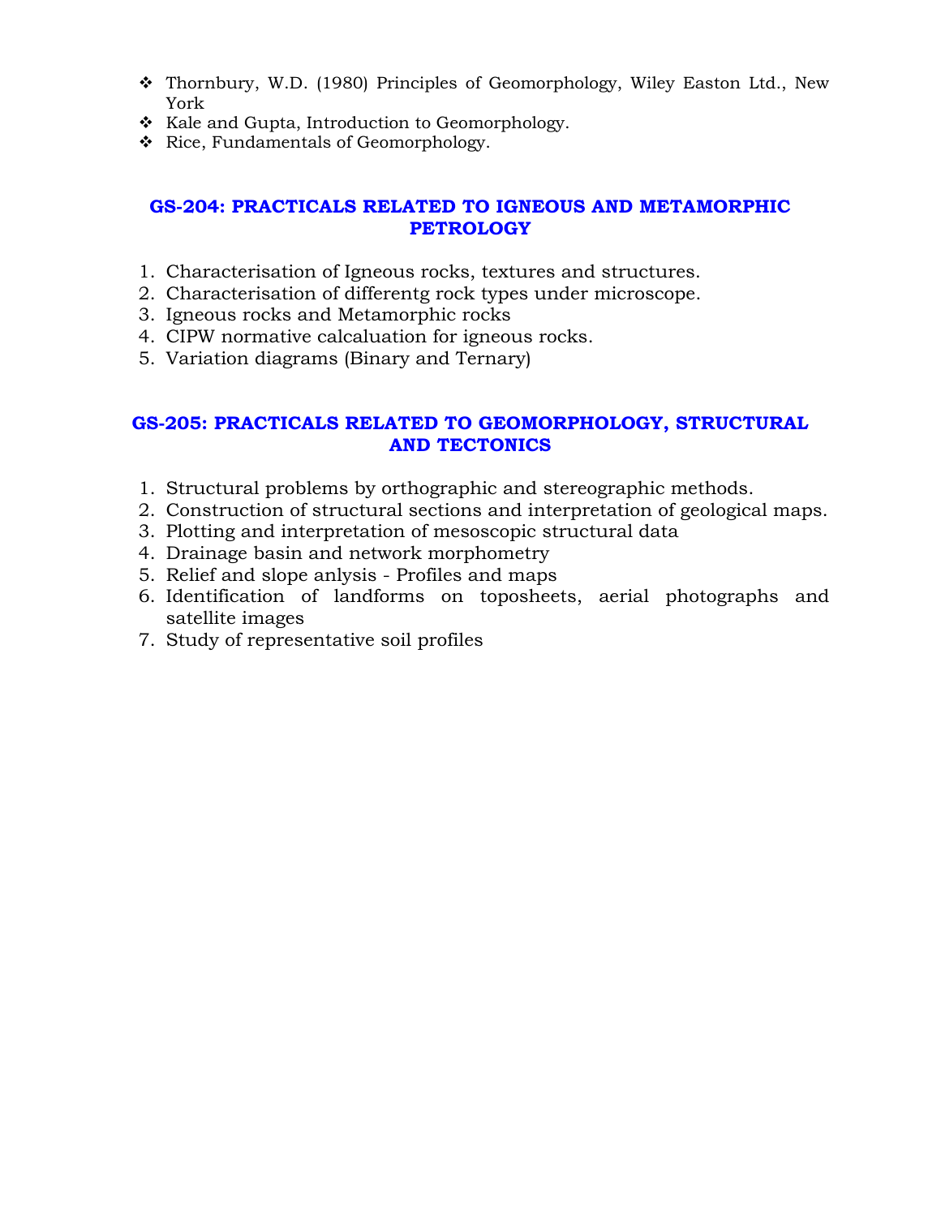- Thornbury, W.D. (1980) Principles of Geomorphology, Wiley Easton Ltd., New York
- Kale and Gupta, Introduction to Geomorphology.
- Rice, Fundamentals of Geomorphology.

## GS-204: PRACTICALS RELATED TO IGNEOUS AND METAMORPHIC PETROLOGY

1. Characterisation of Igneous rocks, textures and structures.
2. Characterisation of differentg rock types under microscope.
3. Igneous rocks and Metamorphic rocks
4. CIPW normative calcaluation for igneous rocks.
5. Variation diagrams (Binary and Ternary)

## GS-205: PRACTICALS RELATED TO GEOMORPHOLOGY, STRUCTURAL AND TECTONICS

1. Structural problems by orthographic and stereographic methods.
2. Construction of structural sections and interpretation of geological maps.
3. Plotting and interpretation of mesoscopic structural data
4. Drainage basin and network morphometry
5. Relief and slope anlysis - Profiles and maps
6. Identification of landforms on toposheets, aerial photographs and satellite images
7. Study of representative soil profiles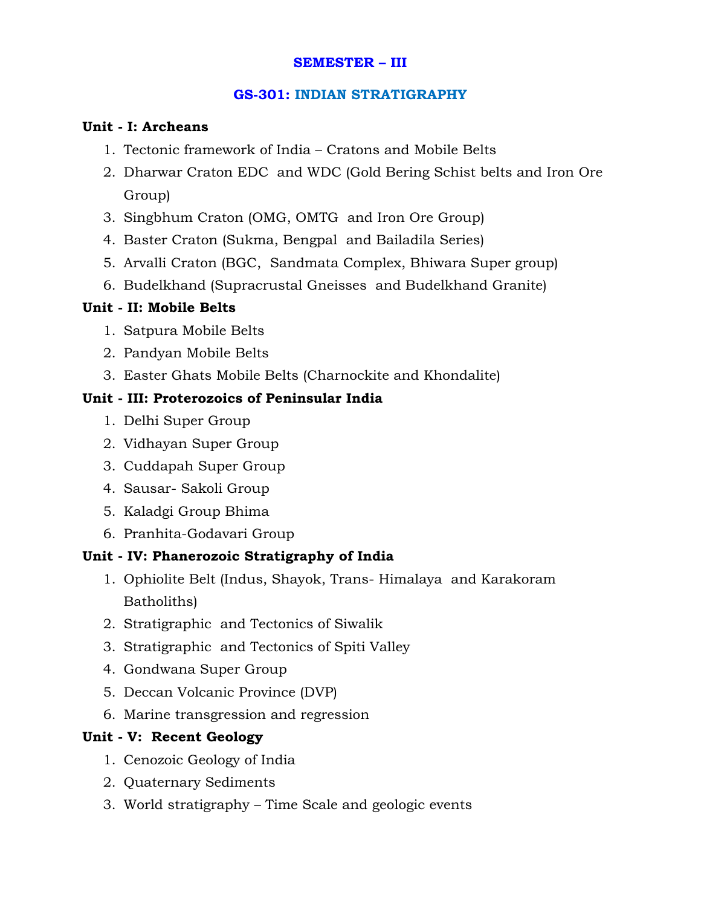**SEMESTER – III**

## GS-301: INDIAN STRATIGRAPHY

**Unit - I: Archeans**

1. Tectonic framework of India – Cratons and Mobile Belts
2. Dharwar Craton EDC and WDC (Gold Bering Schist belts and Iron Ore Group)
3. Singbhum Craton (OMG, OMTG and Iron Ore Group)
4. Baster Craton (Sukma, Bengpal and Bailadila Series)
5. Arvalli Craton (BGC, Sandmata Complex, Bhiwara Super group)
6. Budelkhand (Supracrustal Gneisses and Budelkhand Granite)

**Unit - II: Mobile Belts**

1. Satpura Mobile Belts
2. Pandyan Mobile Belts
3. Easter Ghats Mobile Belts (Charnockite and Khondalite)

**Unit - III: Proterozoics of Peninsular India**

1. Delhi Super Group
2. Vidhayan Super Group
3. Cuddapah Super Group
4. Sausar- Sakoli Group
5. Kaladgi Group Bhima
6. Pranhita-Godavari Group

**Unit - IV: Phanerozoic Stratigraphy of India**

1. Ophiolite Belt (Indus, Shayok, Trans- Himalaya and Karakoram Batholiths)
2. Stratigraphic and Tectonics of Siwalik
3. Stratigraphic and Tectonics of Spiti Valley
4. Gondwana Super Group
5. Deccan Volcanic Province (DVP)
6. Marine transgression and regression

**Unit - V: Recent Geology**

1. Cenozoic Geology of India
2. Quaternary Sediments
3. World stratigraphy – Time Scale and geologic events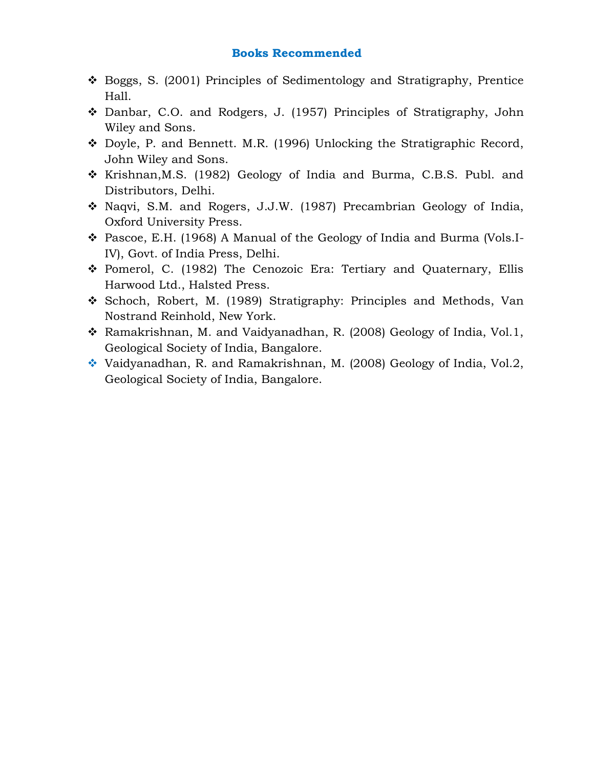## Books Recommended

- Boggs, S. (2001) Principles of Sedimentology and Stratigraphy, Prentice Hall.
- Danbar, C.O. and Rodgers, J. (1957) Principles of Stratigraphy, John Wiley and Sons.
- Doyle, P. and Bennett. M.R. (1996) Unlocking the Stratigraphic Record, John Wiley and Sons.
- Krishnan,M.S. (1982) Geology of India and Burma, C.B.S. Publ. and Distributors, Delhi.
- Naqvi, S.M. and Rogers, J.J.W. (1987) Precambrian Geology of India, Oxford University Press.
- Pascoe, E.H. (1968) A Manual of the Geology of India and Burma (Vols.I-IV), Govt. of India Press, Delhi.
- Pomerol, C. (1982) The Cenozoic Era: Tertiary and Quaternary, Ellis Harwood Ltd., Halsted Press.
- Schoch, Robert, M. (1989) Stratigraphy: Principles and Methods, Van Nostrand Reinhold, New York.
- Ramakrishnan, M. and Vaidyanadhan, R. (2008) Geology of India, Vol.1, Geological Society of India, Bangalore.
- Vaidyanadhan, R. and Ramakrishnan, M. (2008) Geology of India, Vol.2, Geological Society of India, Bangalore.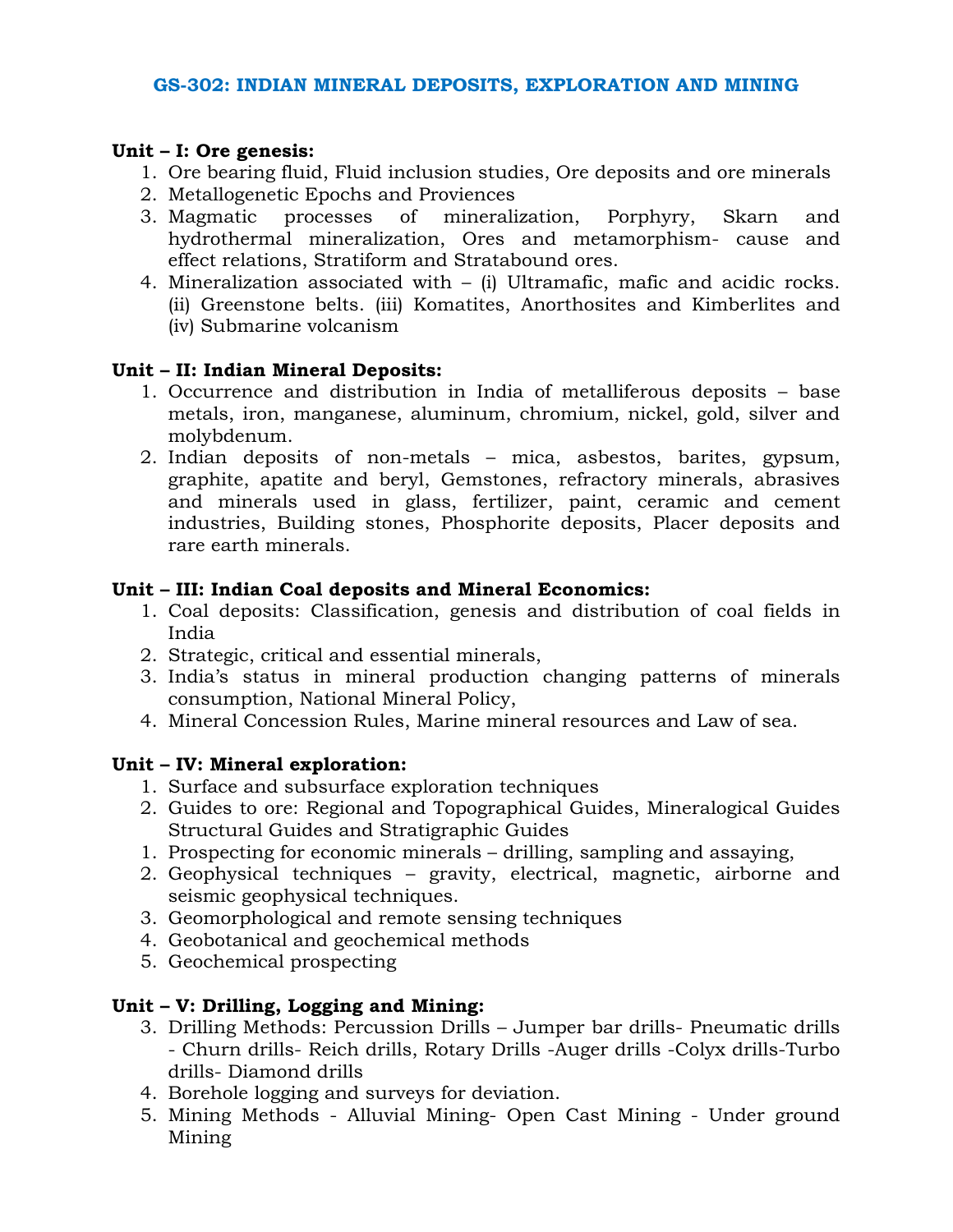## GS-302: INDIAN MINERAL DEPOSITS, EXPLORATION AND MINING

**Unit – I: Ore genesis:**

1. Ore bearing fluid, Fluid inclusion studies, Ore deposits and ore minerals
2. Metallogenetic Epochs and Proviences
3. Magmatic processes of mineralization, Porphyry, Skarn and hydrothermal mineralization, Ores and metamorphism- cause and effect relations, Stratiform and Stratabound ores.
4. Mineralization associated with – (i) Ultramafic, mafic and acidic rocks. (ii) Greenstone belts. (iii) Komatites, Anorthosites and Kimberlites and (iv) Submarine volcanism

**Unit – II: Indian Mineral Deposits:**

1. Occurrence and distribution in India of metalliferous deposits – base metals, iron, manganese, aluminum, chromium, nickel, gold, silver and molybdenum.
2. Indian deposits of non-metals – mica, asbestos, barites, gypsum, graphite, apatite and beryl, Gemstones, refractory minerals, abrasives and minerals used in glass, fertilizer, paint, ceramic and cement industries, Building stones, Phosphorite deposits, Placer deposits and rare earth minerals.

**Unit – III: Indian Coal deposits and Mineral Economics:**

1. Coal deposits: Classification, genesis and distribution of coal fields in India
2. Strategic, critical and essential minerals,
3. India's status in mineral production changing patterns of minerals consumption, National Mineral Policy,
4. Mineral Concession Rules, Marine mineral resources and Law of sea.

**Unit – IV: Mineral exploration:**

1. Surface and subsurface exploration techniques
2. Guides to ore: Regional and Topographical Guides, Mineralogical Guides Structural Guides and Stratigraphic Guides
1. Prospecting for economic minerals – drilling, sampling and assaying,
2. Geophysical techniques – gravity, electrical, magnetic, airborne and seismic geophysical techniques.
3. Geomorphological and remote sensing techniques
4. Geobotanical and geochemical methods
5. Geochemical prospecting

**Unit – V: Drilling, Logging and Mining:**

3. Drilling Methods: Percussion Drills – Jumper bar drills- Pneumatic drills - Churn drills- Reich drills, Rotary Drills -Auger drills -Colyx drills-Turbo drills- Diamond drills
4. Borehole logging and surveys for deviation.
5. Mining Methods - Alluvial Mining- Open Cast Mining - Under ground Mining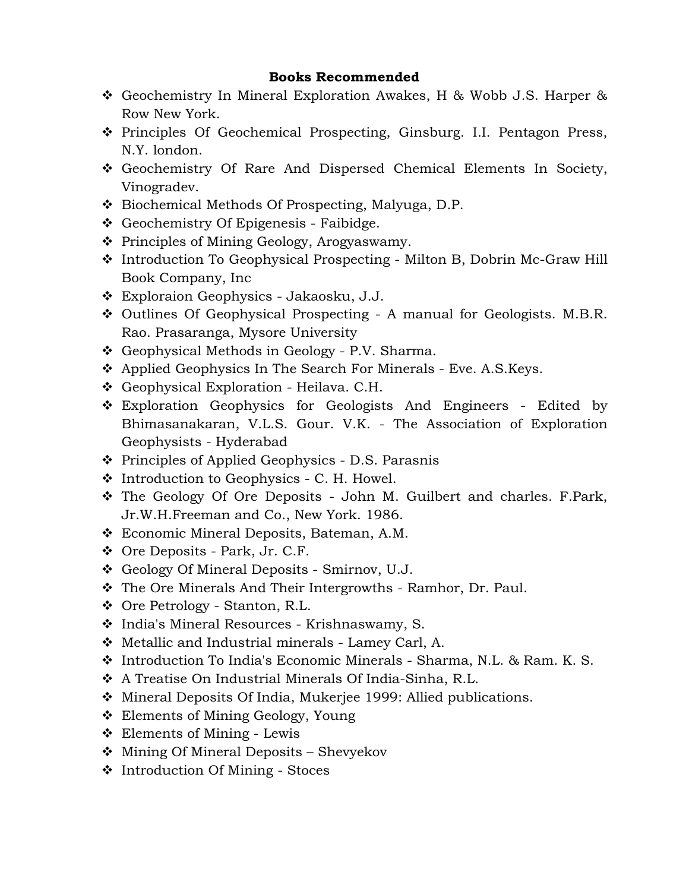**Books Recommended**

- Geochemistry In Mineral Exploration Awakes, H & Wobb J.S. Harper & Row New York.
- Principles Of Geochemical Prospecting, Ginsburg. I.I. Pentagon Press, N.Y. london.
- Geochemistry Of Rare And Dispersed Chemical Elements In Society, Vinogradev.
- Biochemical Methods Of Prospecting, Malyuga, D.P.
- Geochemistry Of Epigenesis - Faibidge.
- Principles of Mining Geology, Arogyaswamy.
- Introduction To Geophysical Prospecting - Milton B, Dobrin Mc-Graw Hill Book Company, Inc
- Exploraion Geophysics - Jakaosku, J.J.
- Outlines Of Geophysical Prospecting - A manual for Geologists. M.B.R. Rao. Prasaranga, Mysore University
- Geophysical Methods in Geology - P.V. Sharma.
- Applied Geophysics In The Search For Minerals - Eve. A.S.Keys.
- Geophysical Exploration - Heilava. C.H.
- Exploration Geophysics for Geologists And Engineers - Edited by Bhimasanakaran, V.L.S. Gour. V.K. - The Association of Exploration Geophysists - Hyderabad
- Principles of Applied Geophysics - D.S. Parasnis
- Introduction to Geophysics - C. H. Howel.
- The Geology Of Ore Deposits - John M. Guilbert and charles. F.Park, Jr.W.H.Freeman and Co., New York. 1986.
- Economic Mineral Deposits, Bateman, A.M.
- Ore Deposits - Park, Jr. C.F.
- Geology Of Mineral Deposits - Smirnov, U.J.
- The Ore Minerals And Their Intergrowths - Ramhor, Dr. Paul.
- Ore Petrology - Stanton, R.L.
- India's Mineral Resources - Krishnaswamy, S.
- Metallic and Industrial minerals - Lamey Carl, A.
- Introduction To India's Economic Minerals - Sharma, N.L. & Ram. K. S.
- A Treatise On Industrial Minerals Of India-Sinha, R.L.
- Mineral Deposits Of India, Mukerjee 1999: Allied publications.
- Elements of Mining Geology, Young
- Elements of Mining - Lewis
- Mining Of Mineral Deposits – Shevyekov
- Introduction Of Mining - Stoces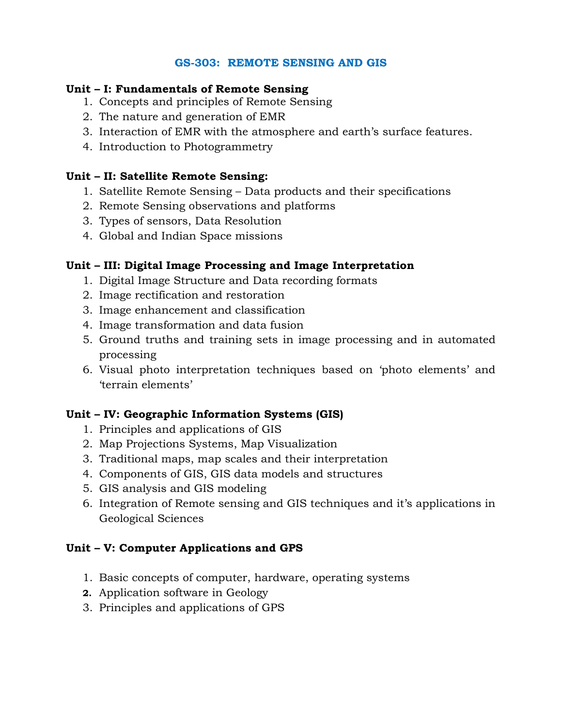## GS-303: REMOTE SENSING AND GIS

**Unit – I: Fundamentals of Remote Sensing**

1. Concepts and principles of Remote Sensing
2. The nature and generation of EMR
3. Interaction of EMR with the atmosphere and earth's surface features.
4. Introduction to Photogrammetry

**Unit – II: Satellite Remote Sensing:**

1. Satellite Remote Sensing – Data products and their specifications
2. Remote Sensing observations and platforms
3. Types of sensors, Data Resolution
4. Global and Indian Space missions

**Unit – III: Digital Image Processing and Image Interpretation**

1. Digital Image Structure and Data recording formats
2. Image rectification and restoration
3. Image enhancement and classification
4. Image transformation and data fusion
5. Ground truths and training sets in image processing and in automated processing
6. Visual photo interpretation techniques based on 'photo elements' and 'terrain elements'

**Unit – IV: Geographic Information Systems (GIS)**

1. Principles and applications of GIS
2. Map Projections Systems, Map Visualization
3. Traditional maps, map scales and their interpretation
4. Components of GIS, GIS data models and structures
5. GIS analysis and GIS modeling
6. Integration of Remote sensing and GIS techniques and it's applications in Geological Sciences

**Unit – V: Computer Applications and GPS**

1. Basic concepts of computer, hardware, operating systems
2. Application software in Geology
3. Principles and applications of GPS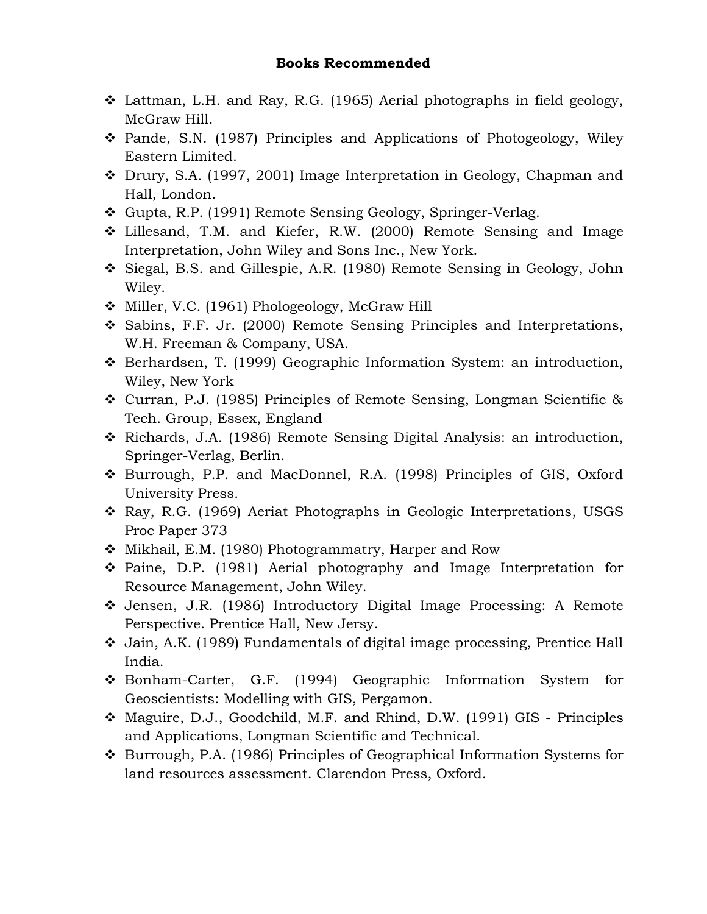**Books Recommended**

- Lattman, L.H. and Ray, R.G. (1965) Aerial photographs in field geology, McGraw Hill.
- Pande, S.N. (1987) Principles and Applications of Photogeology, Wiley Eastern Limited.
- Drury, S.A. (1997, 2001) Image Interpretation in Geology, Chapman and Hall, London.
- Gupta, R.P. (1991) Remote Sensing Geology, Springer-Verlag.
- Lillesand, T.M. and Kiefer, R.W. (2000) Remote Sensing and Image Interpretation, John Wiley and Sons Inc., New York.
- Siegal, B.S. and Gillespie, A.R. (1980) Remote Sensing in Geology, John Wiley.
- Miller, V.C. (1961) Phologeology, McGraw Hill
- Sabins, F.F. Jr. (2000) Remote Sensing Principles and Interpretations, W.H. Freeman & Company, USA.
- Berhardsen, T. (1999) Geographic Information System: an introduction, Wiley, New York
- Curran, P.J. (1985) Principles of Remote Sensing, Longman Scientific & Tech. Group, Essex, England
- Richards, J.A. (1986) Remote Sensing Digital Analysis: an introduction, Springer-Verlag, Berlin.
- Burrough, P.P. and MacDonnel, R.A. (1998) Principles of GIS, Oxford University Press.
- Ray, R.G. (1969) Aeriat Photographs in Geologic Interpretations, USGS Proc Paper 373
- Mikhail, E.M. (1980) Photogrammatry, Harper and Row
- Paine, D.P. (1981) Aerial photography and Image Interpretation for Resource Management, John Wiley.
- Jensen, J.R. (1986) Introductory Digital Image Processing: A Remote Perspective. Prentice Hall, New Jersy.
- Jain, A.K. (1989) Fundamentals of digital image processing, Prentice Hall India.
- Bonham-Carter, G.F. (1994) Geographic Information System for Geoscientists: Modelling with GIS, Pergamon.
- Maguire, D.J., Goodchild, M.F. and Rhind, D.W. (1991) GIS - Principles and Applications, Longman Scientific and Technical.
- Burrough, P.A. (1986) Principles of Geographical Information Systems for land resources assessment. Clarendon Press, Oxford.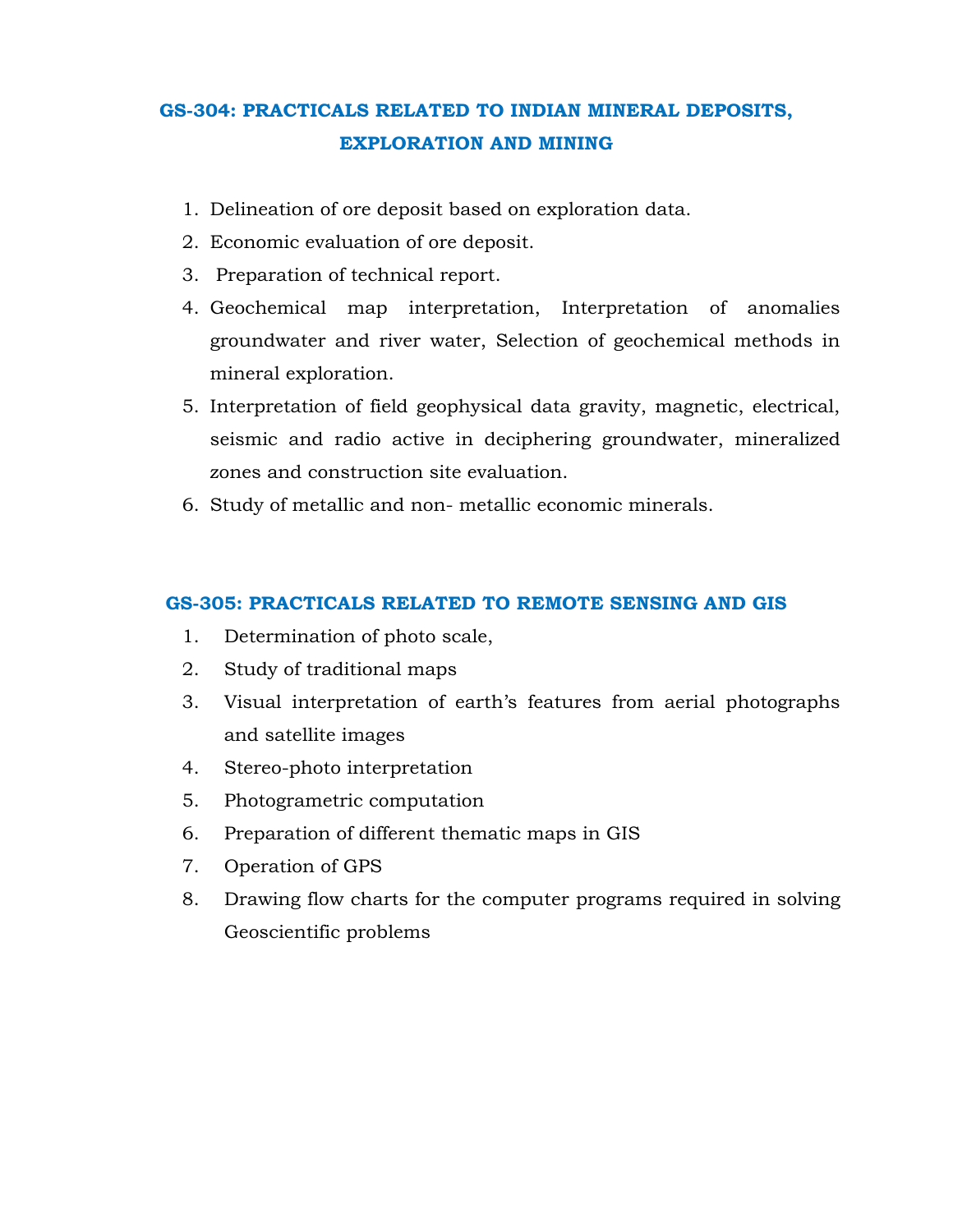## GS-304: PRACTICALS RELATED TO INDIAN MINERAL DEPOSITS, EXPLORATION AND MINING

1. Delineation of ore deposit based on exploration data.
2. Economic evaluation of ore deposit.
3. Preparation of technical report.
4. Geochemical map interpretation, Interpretation of anomalies groundwater and river water, Selection of geochemical methods in mineral exploration.
5. Interpretation of field geophysical data gravity, magnetic, electrical, seismic and radio active in deciphering groundwater, mineralized zones and construction site evaluation.
6. Study of metallic and non- metallic economic minerals.

## GS-305: PRACTICALS RELATED TO REMOTE SENSING AND GIS

1. Determination of photo scale,
2. Study of traditional maps
3. Visual interpretation of earth's features from aerial photographs and satellite images
4. Stereo-photo interpretation
5. Photogrametric computation
6. Preparation of different thematic maps in GIS
7. Operation of GPS
8. Drawing flow charts for the computer programs required in solving Geoscientific problems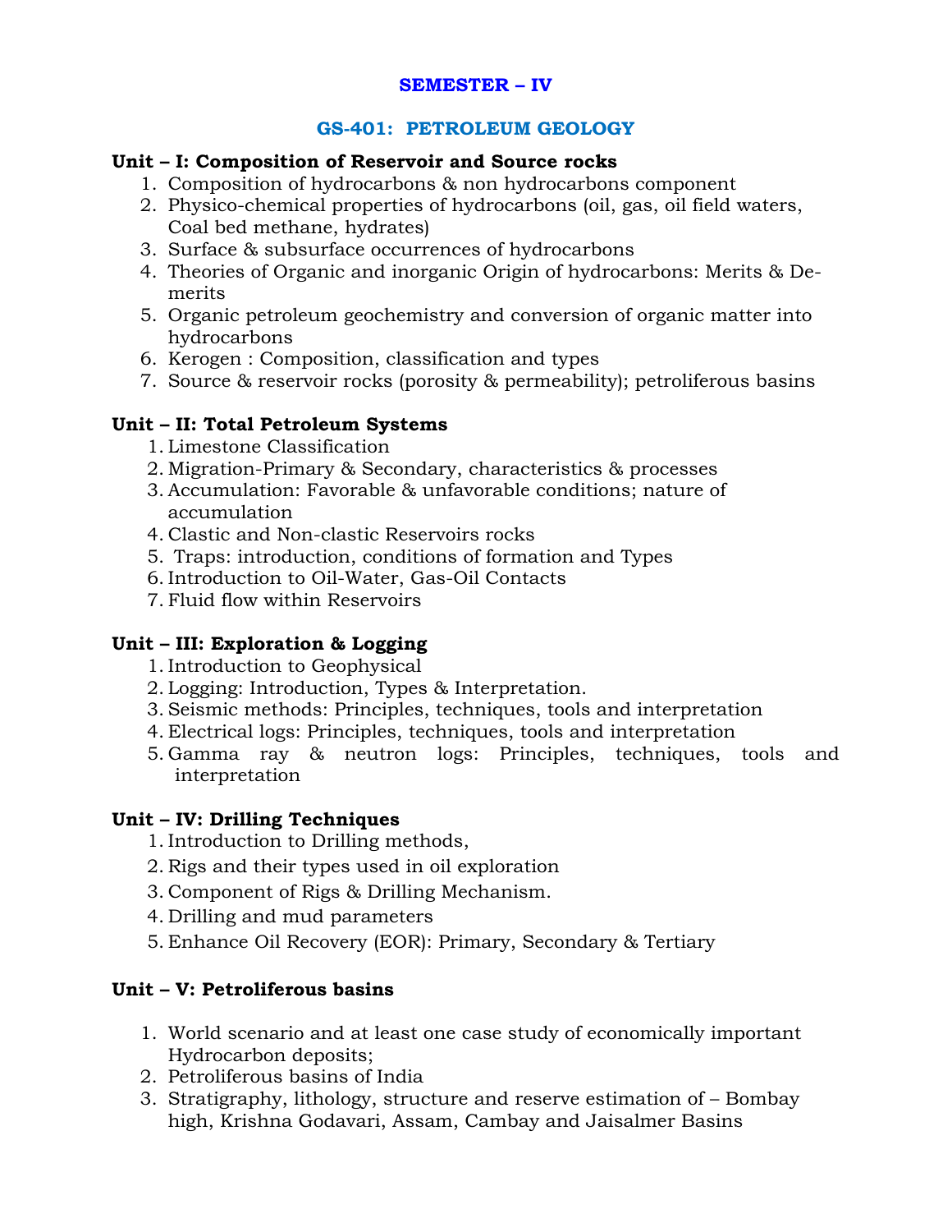## SEMESTER – IV

## GS-401: PETROLEUM GEOLOGY

**Unit – I: Composition of Reservoir and Source rocks**

1. Composition of hydrocarbons & non hydrocarbons component
2. Physico-chemical properties of hydrocarbons (oil, gas, oil field waters, Coal bed methane, hydrates)
3. Surface & subsurface occurrences of hydrocarbons
4. Theories of Organic and inorganic Origin of hydrocarbons: Merits & De-merits
5. Organic petroleum geochemistry and conversion of organic matter into hydrocarbons
6. Kerogen : Composition, classification and types
7. Source & reservoir rocks (porosity & permeability); petroliferous basins

**Unit – II: Total Petroleum Systems**

1. Limestone Classification
2. Migration-Primary & Secondary, characteristics & processes
3. Accumulation: Favorable & unfavorable conditions; nature of accumulation
4. Clastic and Non-clastic Reservoirs rocks
5. Traps: introduction, conditions of formation and Types
6. Introduction to Oil-Water, Gas-Oil Contacts
7. Fluid flow within Reservoirs

**Unit – III: Exploration & Logging**

1. Introduction to Geophysical
2. Logging: Introduction, Types & Interpretation.
3. Seismic methods: Principles, techniques, tools and interpretation
4. Electrical logs: Principles, techniques, tools and interpretation
5. Gamma ray & neutron logs: Principles, techniques, tools and interpretation

**Unit – IV: Drilling Techniques**

1. Introduction to Drilling methods,
2. Rigs and their types used in oil exploration
3. Component of Rigs & Drilling Mechanism.
4. Drilling and mud parameters
5. Enhance Oil Recovery (EOR): Primary, Secondary & Tertiary

**Unit – V: Petroliferous basins**

1. World scenario and at least one case study of economically important Hydrocarbon deposits;
2. Petroliferous basins of India
3. Stratigraphy, lithology, structure and reserve estimation of – Bombay high, Krishna Godavari, Assam, Cambay and Jaisalmer Basins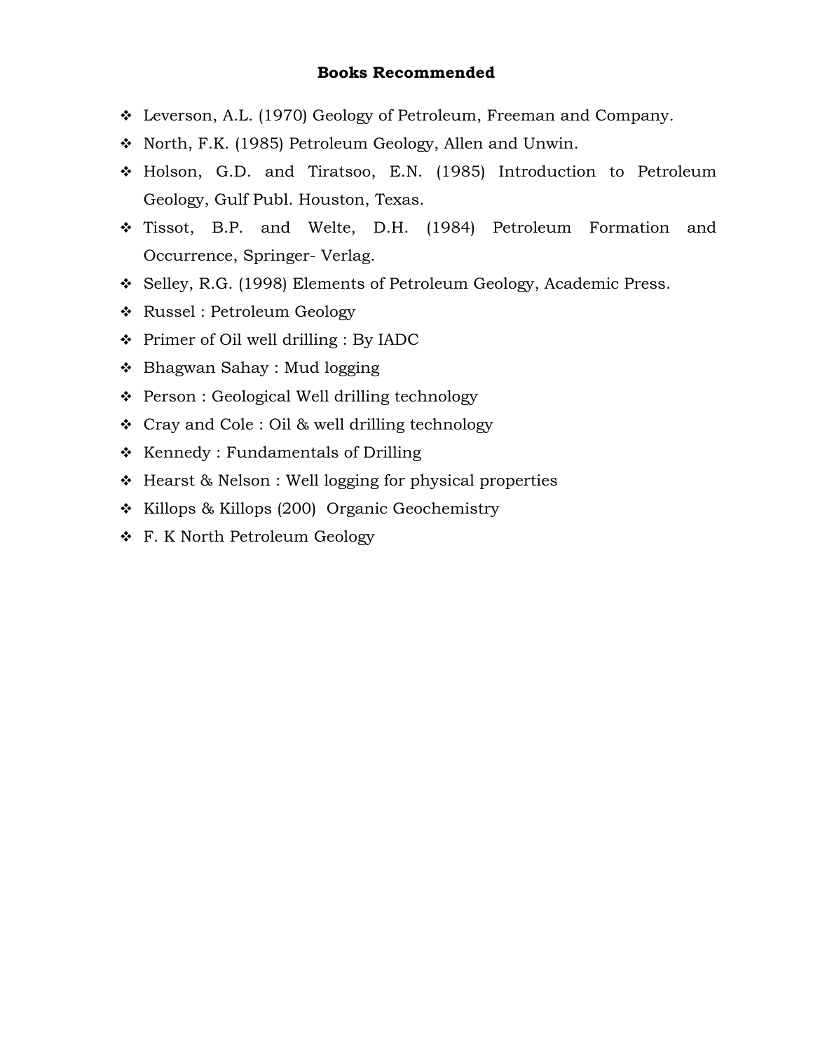**Books Recommended**

- Leverson, A.L. (1970) Geology of Petroleum, Freeman and Company.
- North, F.K. (1985) Petroleum Geology, Allen and Unwin.
- Holson, G.D. and Tiratsoo, E.N. (1985) Introduction to Petroleum Geology, Gulf Publ. Houston, Texas.
- Tissot, B.P. and Welte, D.H. (1984) Petroleum Formation and Occurrence, Springer- Verlag.
- Selley, R.G. (1998) Elements of Petroleum Geology, Academic Press.
- Russel : Petroleum Geology
- Primer of Oil well drilling : By IADC
- Bhagwan Sahay : Mud logging
- Person : Geological Well drilling technology
- Cray and Cole : Oil & well drilling technology
- Kennedy : Fundamentals of Drilling
- Hearst & Nelson : Well logging for physical properties
- Killops & Killops (200) Organic Geochemistry
- F. K North Petroleum Geology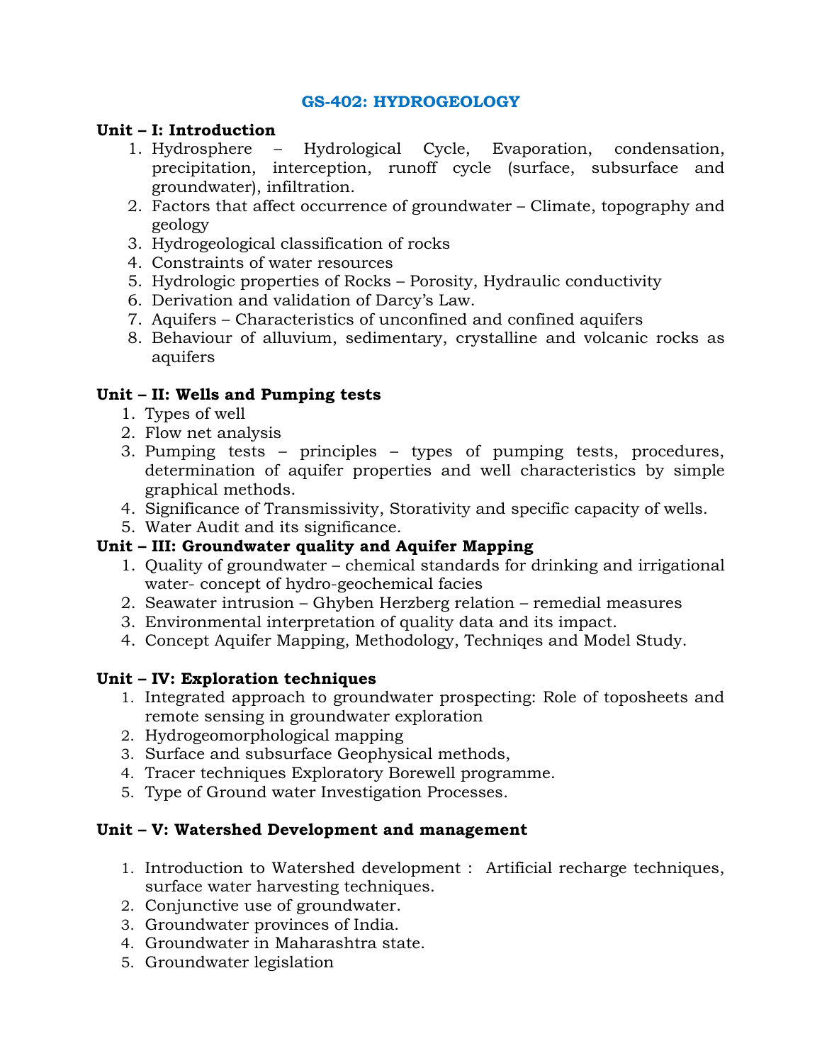## GS-402: HYDROGEOLOGY

**Unit – I: Introduction**

1. Hydrosphere – Hydrological Cycle, Evaporation, condensation, precipitation, interception, runoff cycle (surface, subsurface and groundwater), infiltration.
2. Factors that affect occurrence of groundwater – Climate, topography and geology
3. Hydrogeological classification of rocks
4. Constraints of water resources
5. Hydrologic properties of Rocks – Porosity, Hydraulic conductivity
6. Derivation and validation of Darcy's Law.
7. Aquifers – Characteristics of unconfined and confined aquifers
8. Behaviour of alluvium, sedimentary, crystalline and volcanic rocks as aquifers

**Unit – II: Wells and Pumping tests**

1. Types of well
2. Flow net analysis
3. Pumping tests – principles – types of pumping tests, procedures, determination of aquifer properties and well characteristics by simple graphical methods.
4. Significance of Transmissivity, Storativity and specific capacity of wells.
5. Water Audit and its significance.

**Unit – III: Groundwater quality and Aquifer Mapping**

1. Quality of groundwater – chemical standards for drinking and irrigational water- concept of hydro-geochemical facies
2. Seawater intrusion – Ghyben Herzberg relation – remedial measures
3. Environmental interpretation of quality data and its impact.
4. Concept Aquifer Mapping, Methodology, Techniqes and Model Study.

**Unit – IV: Exploration techniques**

1. Integrated approach to groundwater prospecting: Role of toposheets and remote sensing in groundwater exploration
2. Hydrogeomorphological mapping
3. Surface and subsurface Geophysical methods,
4. Tracer techniques Exploratory Borewell programme.
5. Type of Ground water Investigation Processes.

**Unit – V: Watershed Development and management**

1. Introduction to Watershed development : Artificial recharge techniques, surface water harvesting techniques.
2. Conjunctive use of groundwater.
3. Groundwater provinces of India.
4. Groundwater in Maharashtra state.
5. Groundwater legislation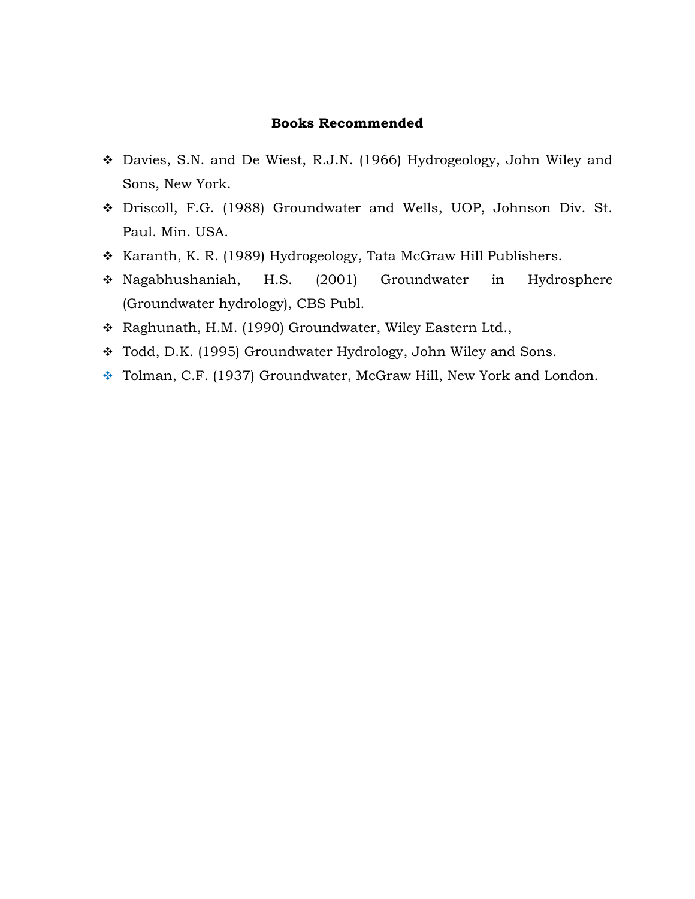**Books Recommended**

- Davies, S.N. and De Wiest, R.J.N. (1966) Hydrogeology, John Wiley and Sons, New York.
- Driscoll, F.G. (1988) Groundwater and Wells, UOP, Johnson Div. St. Paul. Min. USA.
- Karanth, K. R. (1989) Hydrogeology, Tata McGraw Hill Publishers.
- Nagabhushaniah, H.S. (2001) Groundwater in Hydrosphere (Groundwater hydrology), CBS Publ.
- Raghunath, H.M. (1990) Groundwater, Wiley Eastern Ltd.,
- Todd, D.K. (1995) Groundwater Hydrology, John Wiley and Sons.
- Tolman, C.F. (1937) Groundwater, McGraw Hill, New York and London.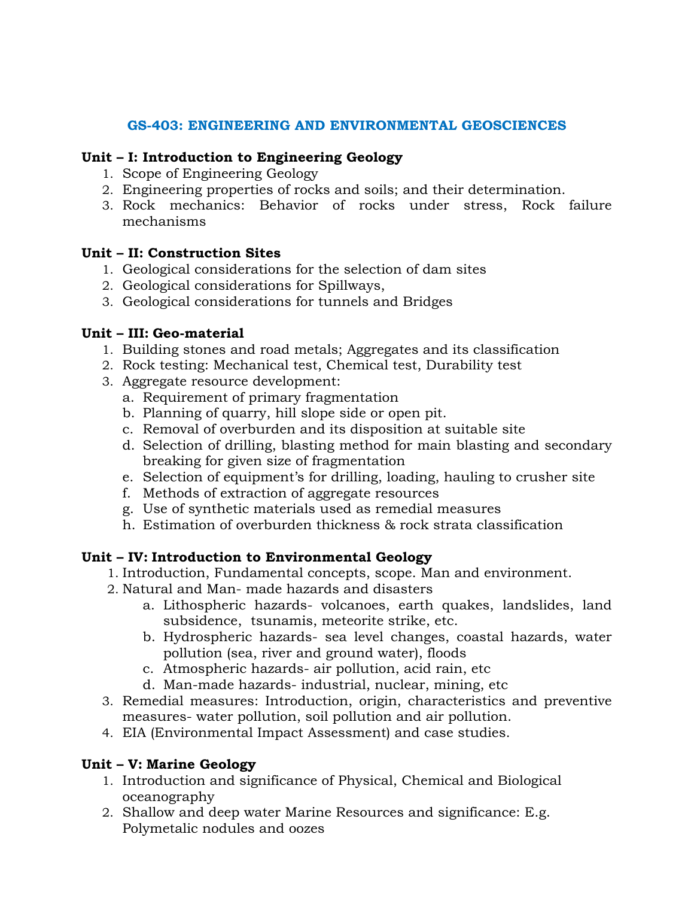## GS-403: ENGINEERING AND ENVIRONMENTAL GEOSCIENCES

**Unit – I: Introduction to Engineering Geology**

1. Scope of Engineering Geology
2. Engineering properties of rocks and soils; and their determination.
3. Rock mechanics: Behavior of rocks under stress, Rock failure mechanisms

**Unit – II: Construction Sites**

1. Geological considerations for the selection of dam sites
2. Geological considerations for Spillways,
3. Geological considerations for tunnels and Bridges

**Unit – III: Geo-material**

1. Building stones and road metals; Aggregates and its classification
2. Rock testing: Mechanical test, Chemical test, Durability test
3. Aggregate resource development:
   a. Requirement of primary fragmentation
   b. Planning of quarry, hill slope side or open pit.
   c. Removal of overburden and its disposition at suitable site
   d. Selection of drilling, blasting method for main blasting and secondary breaking for given size of fragmentation
   e. Selection of equipment's for drilling, loading, hauling to crusher site
   f. Methods of extraction of aggregate resources
   g. Use of synthetic materials used as remedial measures
   h. Estimation of overburden thickness & rock strata classification

**Unit – IV: Introduction to Environmental Geology**

1. Introduction, Fundamental concepts, scope. Man and environment.
2. Natural and Man- made hazards and disasters
   a. Lithospheric hazards- volcanoes, earth quakes, landslides, land subsidence, tsunamis, meteorite strike, etc.
   b. Hydrospheric hazards- sea level changes, coastal hazards, water pollution (sea, river and ground water), floods
   c. Atmospheric hazards- air pollution, acid rain, etc
   d. Man-made hazards- industrial, nuclear, mining, etc
3. Remedial measures: Introduction, origin, characteristics and preventive measures- water pollution, soil pollution and air pollution.
4. EIA (Environmental Impact Assessment) and case studies.

**Unit – V: Marine Geology**

1. Introduction and significance of Physical, Chemical and Biological oceanography
2. Shallow and deep water Marine Resources and significance: E.g. Polymetalic nodules and oozes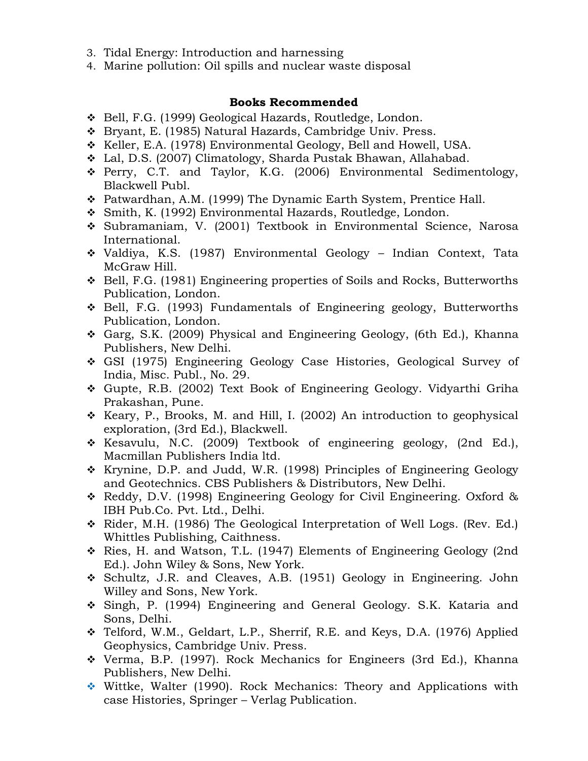3. Tidal Energy: Introduction and harnessing
4. Marine pollution: Oil spills and nuclear waste disposal

### Books Recommended

- Bell, F.G. (1999) Geological Hazards, Routledge, London.
- Bryant, E. (1985) Natural Hazards, Cambridge Univ. Press.
- Keller, E.A. (1978) Environmental Geology, Bell and Howell, USA.
- Lal, D.S. (2007) Climatology, Sharda Pustak Bhawan, Allahabad.
- Perry, C.T. and Taylor, K.G. (2006) Environmental Sedimentology, Blackwell Publ.
- Patwardhan, A.M. (1999) The Dynamic Earth System, Prentice Hall.
- Smith, K. (1992) Environmental Hazards, Routledge, London.
- Subramaniam, V. (2001) Textbook in Environmental Science, Narosa International.
- Valdiya, K.S. (1987) Environmental Geology – Indian Context, Tata McGraw Hill.
- Bell, F.G. (1981) Engineering properties of Soils and Rocks, Butterworths Publication, London.
- Bell, F.G. (1993) Fundamentals of Engineering geology, Butterworths Publication, London.
- Garg, S.K. (2009) Physical and Engineering Geology, (6th Ed.), Khanna Publishers, New Delhi.
- GSI (1975) Engineering Geology Case Histories, Geological Survey of India, Misc. Publ., No. 29.
- Gupte, R.B. (2002) Text Book of Engineering Geology. Vidyarthi Griha Prakashan, Pune.
- Keary, P., Brooks, M. and Hill, I. (2002) An introduction to geophysical exploration, (3rd Ed.), Blackwell.
- Kesavulu, N.C. (2009) Textbook of engineering geology, (2nd Ed.), Macmillan Publishers India ltd.
- Krynine, D.P. and Judd, W.R. (1998) Principles of Engineering Geology and Geotechnics. CBS Publishers & Distributors, New Delhi.
- Reddy, D.V. (1998) Engineering Geology for Civil Engineering. Oxford & IBH Pub.Co. Pvt. Ltd., Delhi.
- Rider, M.H. (1986) The Geological Interpretation of Well Logs. (Rev. Ed.) Whittles Publishing, Caithness.
- Ries, H. and Watson, T.L. (1947) Elements of Engineering Geology (2nd Ed.). John Wiley & Sons, New York.
- Schultz, J.R. and Cleaves, A.B. (1951) Geology in Engineering. John Willey and Sons, New York.
- Singh, P. (1994) Engineering and General Geology. S.K. Kataria and Sons, Delhi.
- Telford, W.M., Geldart, L.P., Sherrif, R.E. and Keys, D.A. (1976) Applied Geophysics, Cambridge Univ. Press.
- Verma, B.P. (1997). Rock Mechanics for Engineers (3rd Ed.), Khanna Publishers, New Delhi.
- Wittke, Walter (1990). Rock Mechanics: Theory and Applications with case Histories, Springer – Verlag Publication.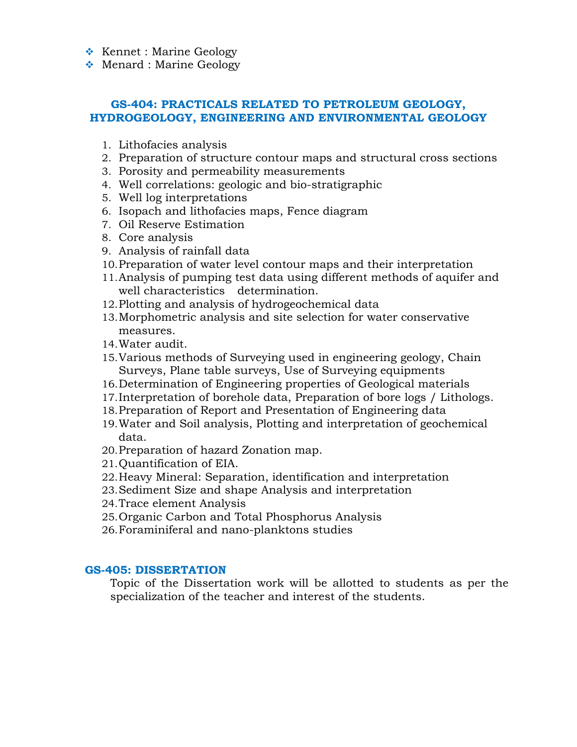- Kennet : Marine Geology
- Menard : Marine Geology

### GS-404: PRACTICALS RELATED TO PETROLEUM GEOLOGY, HYDROGEOLOGY, ENGINEERING AND ENVIRONMENTAL GEOLOGY

1. Lithofacies analysis
2. Preparation of structure contour maps and structural cross sections
3. Porosity and permeability measurements
4. Well correlations: geologic and bio-stratigraphic
5. Well log interpretations
6. Isopach and lithofacies maps, Fence diagram
7. Oil Reserve Estimation
8. Core analysis
9. Analysis of rainfall data
10. Preparation of water level contour maps and their interpretation
11. Analysis of pumping test data using different methods of aquifer and well characteristics determination.
12. Plotting and analysis of hydrogeochemical data
13. Morphometric analysis and site selection for water conservative measures.
14. Water audit.
15. Various methods of Surveying used in engineering geology, Chain Surveys, Plane table surveys, Use of Surveying equipments
16. Determination of Engineering properties of Geological materials
17. Interpretation of borehole data, Preparation of bore logs / Lithologs.
18. Preparation of Report and Presentation of Engineering data
19. Water and Soil analysis, Plotting and interpretation of geochemical data.
20. Preparation of hazard Zonation map.
21. Quantification of EIA.
22. Heavy Mineral: Separation, identification and interpretation
23. Sediment Size and shape Analysis and interpretation
24. Trace element Analysis
25. Organic Carbon and Total Phosphorus Analysis
26. Foraminiferal and nano-planktons studies

### GS-405: DISSERTATION

Topic of the Dissertation work will be allotted to students as per the specialization of the teacher and interest of the students.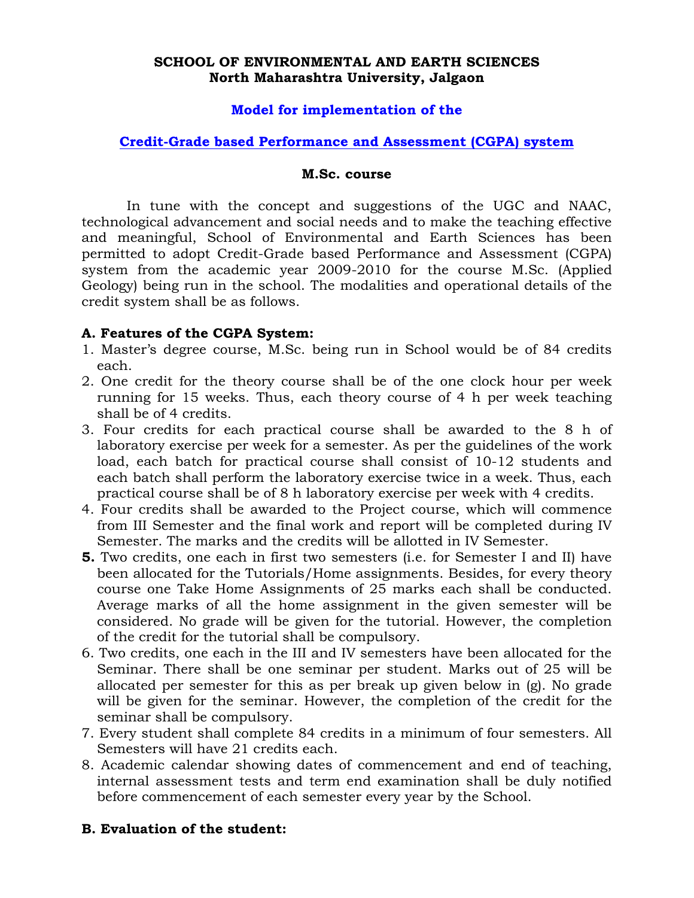**SCHOOL OF ENVIRONMENTAL AND EARTH SCIENCES**
**North Maharashtra University, Jalgaon**

## Model for implementation of the

## Credit-Grade based Performance and Assessment (CGPA) system

### M.Sc. course

In tune with the concept and suggestions of the UGC and NAAC, technological advancement and social needs and to make the teaching effective and meaningful, School of Environmental and Earth Sciences has been permitted to adopt Credit-Grade based Performance and Assessment (CGPA) system from the academic year 2009-2010 for the course M.Sc. (Applied Geology) being run in the school. The modalities and operational details of the credit system shall be as follows.

**A. Features of the CGPA System:**

1. Master's degree course, M.Sc. being run in School would be of 84 credits each.
2. One credit for the theory course shall be of the one clock hour per week running for 15 weeks. Thus, each theory course of 4 h per week teaching shall be of 4 credits.
3. Four credits for each practical course shall be awarded to the 8 h of laboratory exercise per week for a semester. As per the guidelines of the work load, each batch for practical course shall consist of 10-12 students and each batch shall perform the laboratory exercise twice in a week. Thus, each practical course shall be of 8 h laboratory exercise per week with 4 credits.
4. Four credits shall be awarded to the Project course, which will commence from III Semester and the final work and report will be completed during IV Semester. The marks and the credits will be allotted in IV Semester.
5. Two credits, one each in first two semesters (i.e. for Semester I and II) have been allocated for the Tutorials/Home assignments. Besides, for every theory course one Take Home Assignments of 25 marks each shall be conducted. Average marks of all the home assignment in the given semester will be considered. No grade will be given for the tutorial. However, the completion of the credit for the tutorial shall be compulsory.
6. Two credits, one each in the III and IV semesters have been allocated for the Seminar. There shall be one seminar per student. Marks out of 25 will be allocated per semester for this as per break up given below in (g). No grade will be given for the seminar. However, the completion of the credit for the seminar shall be compulsory.
7. Every student shall complete 84 credits in a minimum of four semesters. All Semesters will have 21 credits each.
8. Academic calendar showing dates of commencement and end of teaching, internal assessment tests and term end examination shall be duly notified before commencement of each semester every year by the School.

**B. Evaluation of the student:**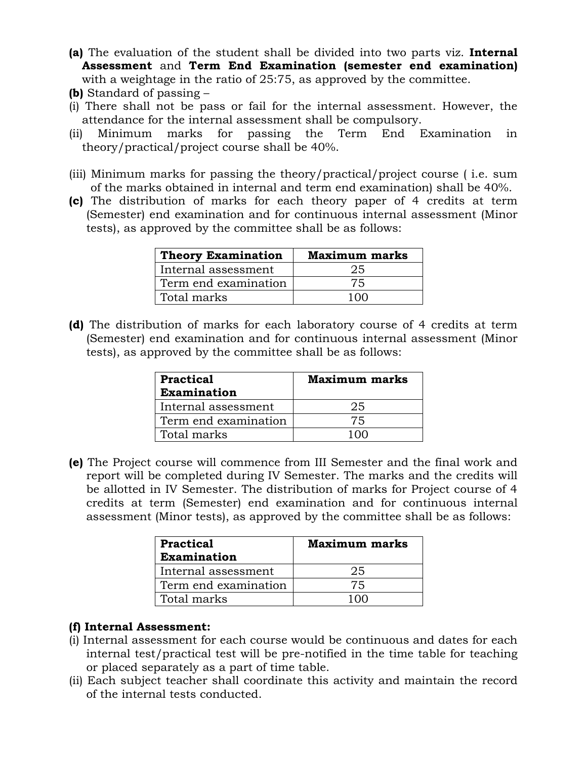**(a)** The evaluation of the student shall be divided into two parts viz. **Internal Assessment** and **Term End Examination (semester end examination)** with a weightage in the ratio of 25:75, as approved by the committee.

**(b)** Standard of passing –

(i) There shall not be pass or fail for the internal assessment. However, the attendance for the internal assessment shall be compulsory.

(ii) Minimum marks for passing the Term End Examination in theory/practical/project course shall be 40%.

(iii) Minimum marks for passing the theory/practical/project course ( i.e. sum of the marks obtained in internal and term end examination) shall be 40%.

**(c)** The distribution of marks for each theory paper of 4 credits at term (Semester) end examination and for continuous internal assessment (Minor tests), as approved by the committee shall be as follows:

| **Theory Examination** | **Maximum marks** |
|---|---|
| Internal assessment | 25 |
| Term end examination | 75 |
| Total marks | 100 |

**(d)** The distribution of marks for each laboratory course of 4 credits at term (Semester) end examination and for continuous internal assessment (Minor tests), as approved by the committee shall be as follows:

| **Practical Examination** | **Maximum marks** |
|---|---|
| Internal assessment | 25 |
| Term end examination | 75 |
| Total marks | 100 |

**(e)** The Project course will commence from III Semester and the final work and report will be completed during IV Semester. The marks and the credits will be allotted in IV Semester. The distribution of marks for Project course of 4 credits at term (Semester) end examination and for continuous internal assessment (Minor tests), as approved by the committee shall be as follows:

| **Practical Examination** | **Maximum marks** |
|---|---|
| Internal assessment | 25 |
| Term end examination | 75 |
| Total marks | 100 |

**(f) Internal Assessment:**

(i) Internal assessment for each course would be continuous and dates for each internal test/practical test will be pre-notified in the time table for teaching or placed separately as a part of time table.

(ii) Each subject teacher shall coordinate this activity and maintain the record of the internal tests conducted.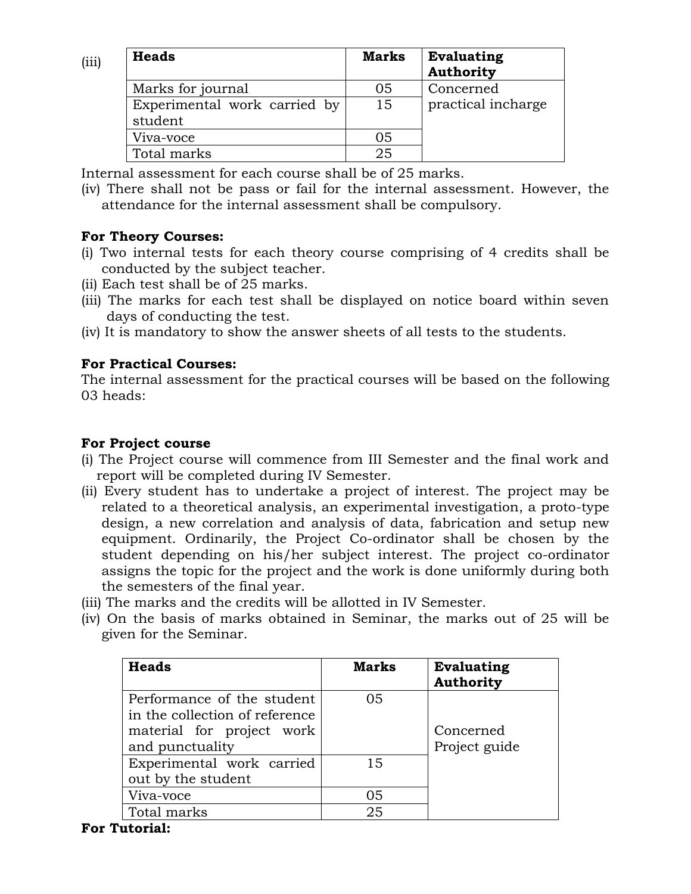(iii)

| Heads | Marks | Evaluating Authority |
|---|---|---|
| Marks for journal | 05 | Concerned practical incharge |
| Experimental work carried by student | 15 | |
| Viva-voce | 05 | |
| Total marks | 25 | |

Internal assessment for each course shall be of 25 marks.

(iv) There shall not be pass or fail for the internal assessment. However, the attendance for the internal assessment shall be compulsory.

**For Theory Courses:**

(i) Two internal tests for each theory course comprising of 4 credits shall be conducted by the subject teacher.

(ii) Each test shall be of 25 marks.

(iii) The marks for each test shall be displayed on notice board within seven days of conducting the test.

(iv) It is mandatory to show the answer sheets of all tests to the students.

**For Practical Courses:**

The internal assessment for the practical courses will be based on the following 03 heads:

**For Project course**

(i) The Project course will commence from III Semester and the final work and report will be completed during IV Semester.

(ii) Every student has to undertake a project of interest. The project may be related to a theoretical analysis, an experimental investigation, a proto-type design, a new correlation and analysis of data, fabrication and setup new equipment. Ordinarily, the Project Co-ordinator shall be chosen by the student depending on his/her subject interest. The project co-ordinator assigns the topic for the project and the work is done uniformly during both the semesters of the final year.

(iii) The marks and the credits will be allotted in IV Semester.

(iv) On the basis of marks obtained in Seminar, the marks out of 25 will be given for the Seminar.

| Heads | Marks | Evaluating Authority |
|---|---|---|
| Performance of the student in the collection of reference material for project work and punctuality | 05 | Concerned Project guide |
| Experimental work carried out by the student | 15 | |
| Viva-voce | 05 | |
| Total marks | 25 | |

**For Tutorial:**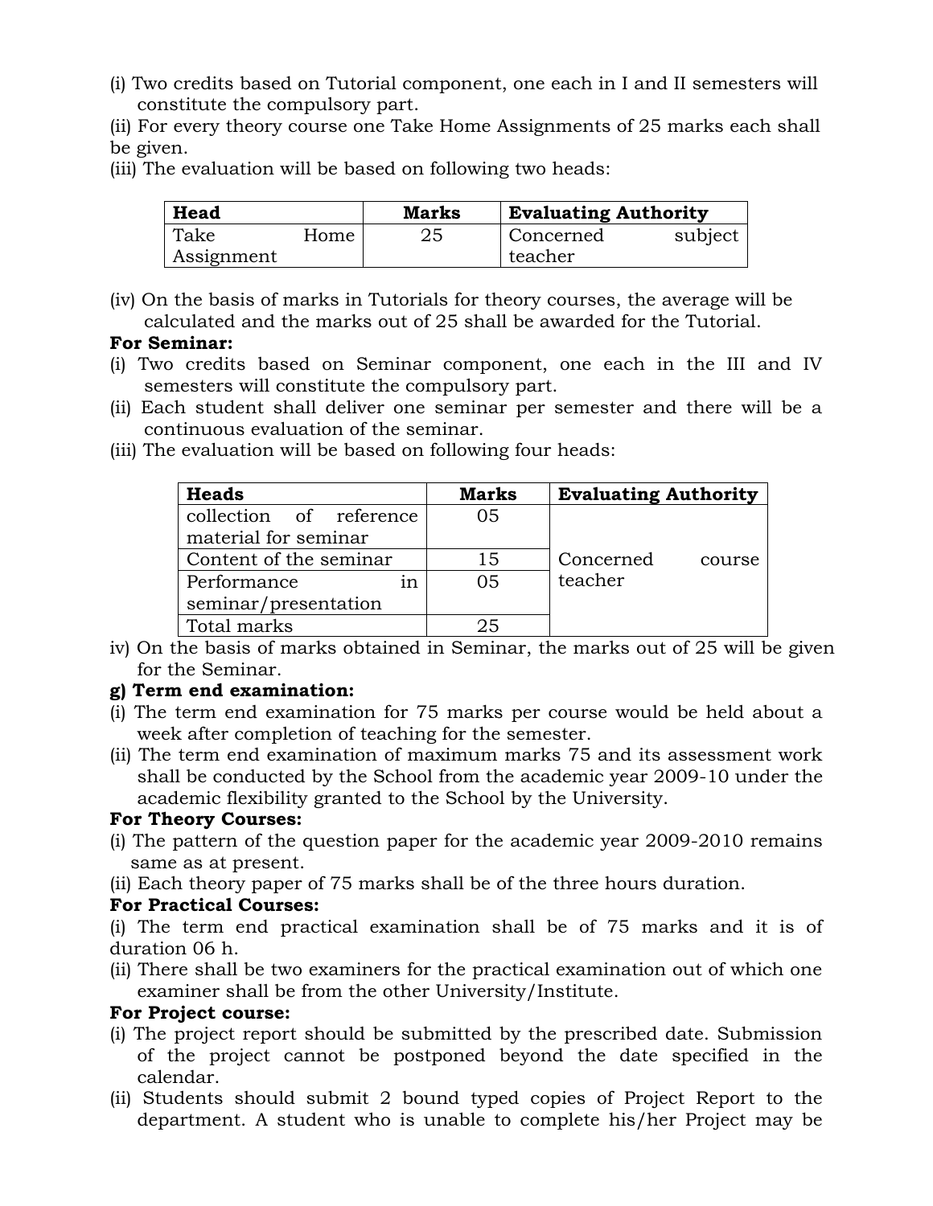(i) Two credits based on Tutorial component, one each in I and II semesters will constitute the compulsory part.

(ii) For every theory course one Take Home Assignments of 25 marks each shall be given.

(iii) The evaluation will be based on following two heads:

| Head | Marks | Evaluating Authority |
|---|---|---|
| Take Home Assignment | 25 | Concerned subject teacher |

(iv) On the basis of marks in Tutorials for theory courses, the average will be calculated and the marks out of 25 shall be awarded for the Tutorial.

**For Seminar:**

(i) Two credits based on Seminar component, one each in the III and IV semesters will constitute the compulsory part.

(ii) Each student shall deliver one seminar per semester and there will be a continuous evaluation of the seminar.

(iii) The evaluation will be based on following four heads:

| Heads | Marks | Evaluating Authority |
|---|---|---|
| collection of reference material for seminar | 05 | Concerned course teacher |
| Content of the seminar | 15 | |
| Performance in seminar/presentation | 05 | |
| Total marks | 25 | |

iv) On the basis of marks obtained in Seminar, the marks out of 25 will be given for the Seminar.

**g) Term end examination:**

(i) The term end examination for 75 marks per course would be held about a week after completion of teaching for the semester.

(ii) The term end examination of maximum marks 75 and its assessment work shall be conducted by the School from the academic year 2009-10 under the academic flexibility granted to the School by the University.

**For Theory Courses:**

(i) The pattern of the question paper for the academic year 2009-2010 remains same as at present.

(ii) Each theory paper of 75 marks shall be of the three hours duration.

**For Practical Courses:**

(i) The term end practical examination shall be of 75 marks and it is of duration 06 h.

(ii) There shall be two examiners for the practical examination out of which one examiner shall be from the other University/Institute.

**For Project course:**

(i) The project report should be submitted by the prescribed date. Submission of the project cannot be postponed beyond the date specified in the calendar.

(ii) Students should submit 2 bound typed copies of Project Report to the department. A student who is unable to complete his/her Project may be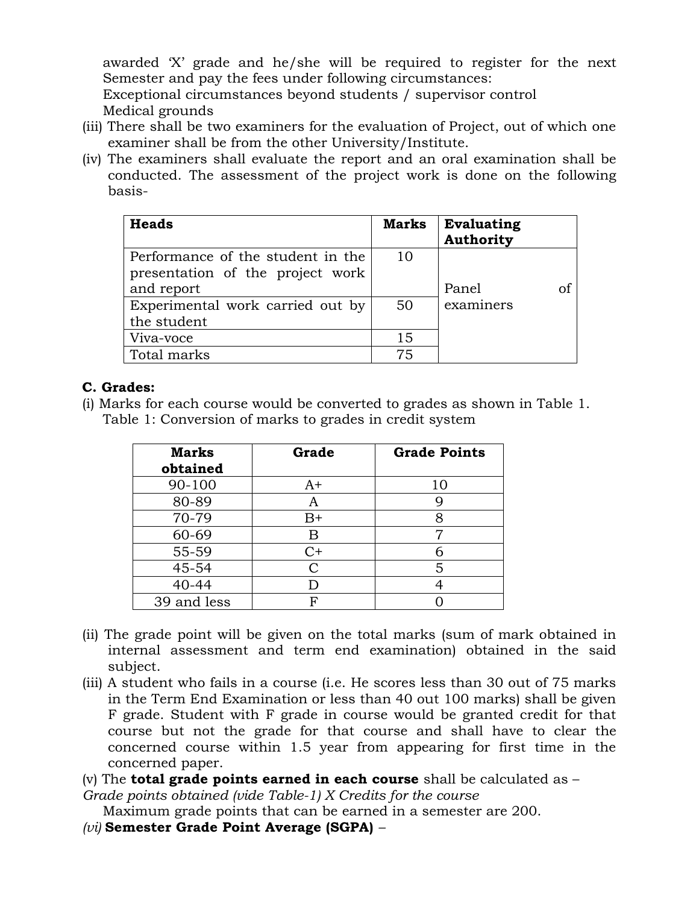awarded 'X' grade and he/she will be required to register for the next Semester and pay the fees under following circumstances:

Exceptional circumstances beyond students / supervisor control

Medical grounds

(iii) There shall be two examiners for the evaluation of Project, out of which one examiner shall be from the other University/Institute.

(iv) The examiners shall evaluate the report and an oral examination shall be conducted. The assessment of the project work is done on the following basis-

| **Heads** | **Marks** | **Evaluating Authority** |
|---|---|---|
| Performance of the student in the presentation of the project work and report | 10 | Panel of examiners |
| Experimental work carried out by the student | 50 | |
| Viva-voce | 15 | |
| Total marks | 75 | |

**C. Grades:**

(i) Marks for each course would be converted to grades as shown in Table 1.

Table 1: Conversion of marks to grades in credit system

| **Marks obtained** | **Grade** | **Grade Points** |
|---|---|---|
| 90-100 | A+ | 10 |
| 80-89 | A | 9 |
| 70-79 | B+ | 8 |
| 60-69 | B | 7 |
| 55-59 | C+ | 6 |
| 45-54 | C | 5 |
| 40-44 | D | 4 |
| 39 and less | F | 0 |

(ii) The grade point will be given on the total marks (sum of mark obtained in internal assessment and term end examination) obtained in the said subject.

(iii) A student who fails in a course (i.e. He scores less than 30 out of 75 marks in the Term End Examination or less than 40 out 100 marks) shall be given F grade. Student with F grade in course would be granted credit for that course but not the grade for that course and shall have to clear the concerned course within 1.5 year from appearing for first time in the concerned paper.

(v) The **total grade points earned in each course** shall be calculated as –

*Grade points obtained (vide Table-1) X Credits for the course*

Maximum grade points that can be earned in a semester are 200.

*(vi)* **Semester Grade Point Average (SGPA)** –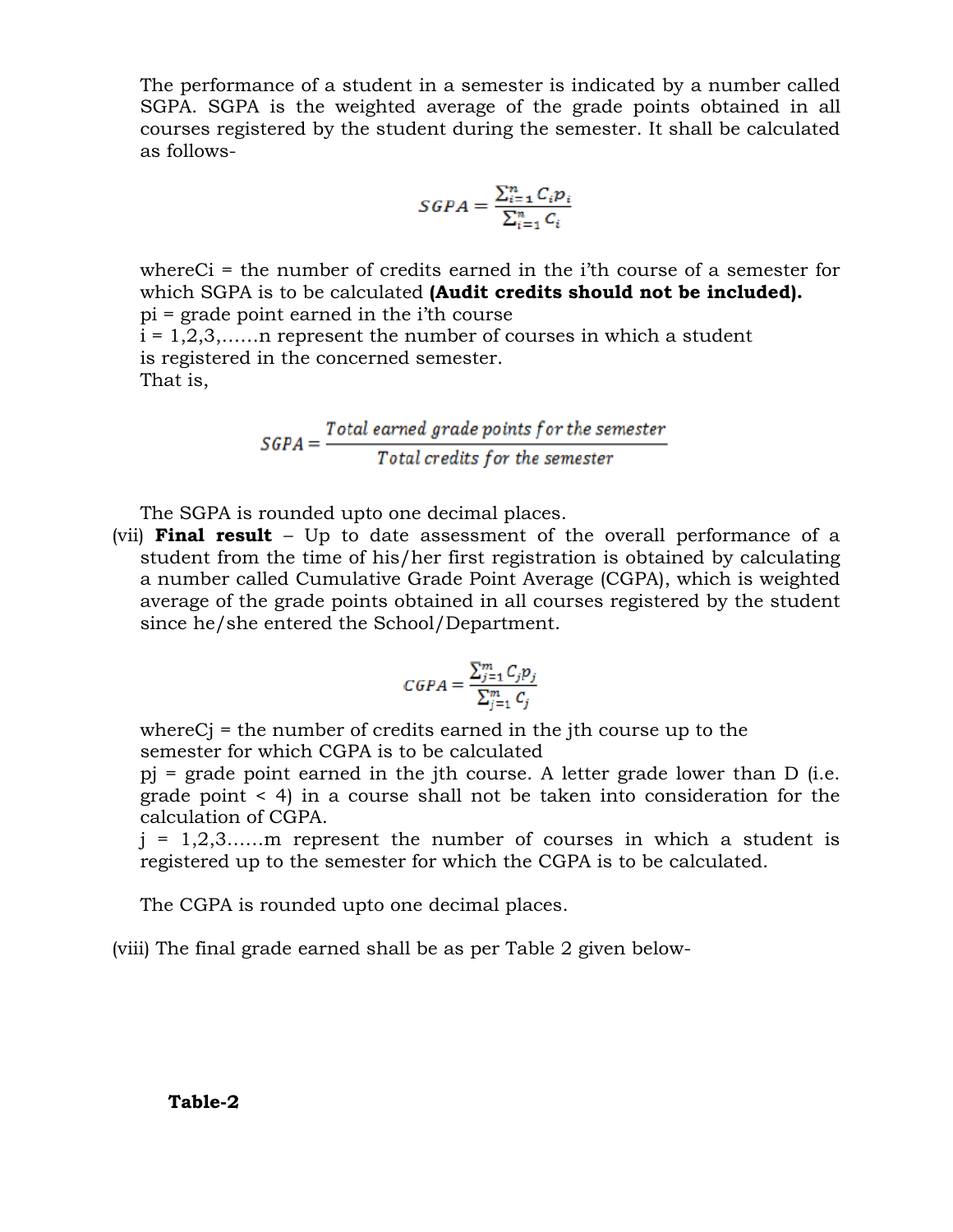The performance of a student in a semester is indicated by a number called SGPA. SGPA is the weighted average of the grade points obtained in all courses registered by the student during the semester. It shall be calculated as follows-

$$SGPA = \frac{\sum_{i=1}^{n} C_i p_i}{\sum_{i=1}^{n} C_i}$$

whereCi = the number of credits earned in the i'th course of a semester for which SGPA is to be calculated **(Audit credits should not be included).**
pi = grade point earned in the i'th course
i = 1,2,3,……n represent the number of courses in which a student is registered in the concerned semester.
That is,

$$SGPA = \frac{Total\ earned\ grade\ points\ for\ the\ semester}{Total\ credits\ for\ the\ semester}$$

The SGPA is rounded upto one decimal places.

(vii) **Final result** – Up to date assessment of the overall performance of a student from the time of his/her first registration is obtained by calculating a number called Cumulative Grade Point Average (CGPA), which is weighted average of the grade points obtained in all courses registered by the student since he/she entered the School/Department.

$$CGPA = \frac{\sum_{j=1}^{m} C_j p_j}{\sum_{j=1}^{m} C_j}$$

whereCj = the number of credits earned in the jth course up to the semester for which CGPA is to be calculated
pj = grade point earned in the jth course. A letter grade lower than D (i.e. grade point < 4) in a course shall not be taken into consideration for the calculation of CGPA.
j = 1,2,3……m represent the number of courses in which a student is registered up to the semester for which the CGPA is to be calculated.

The CGPA is rounded upto one decimal places.

(viii) The final grade earned shall be as per Table 2 given below-

**Table-2**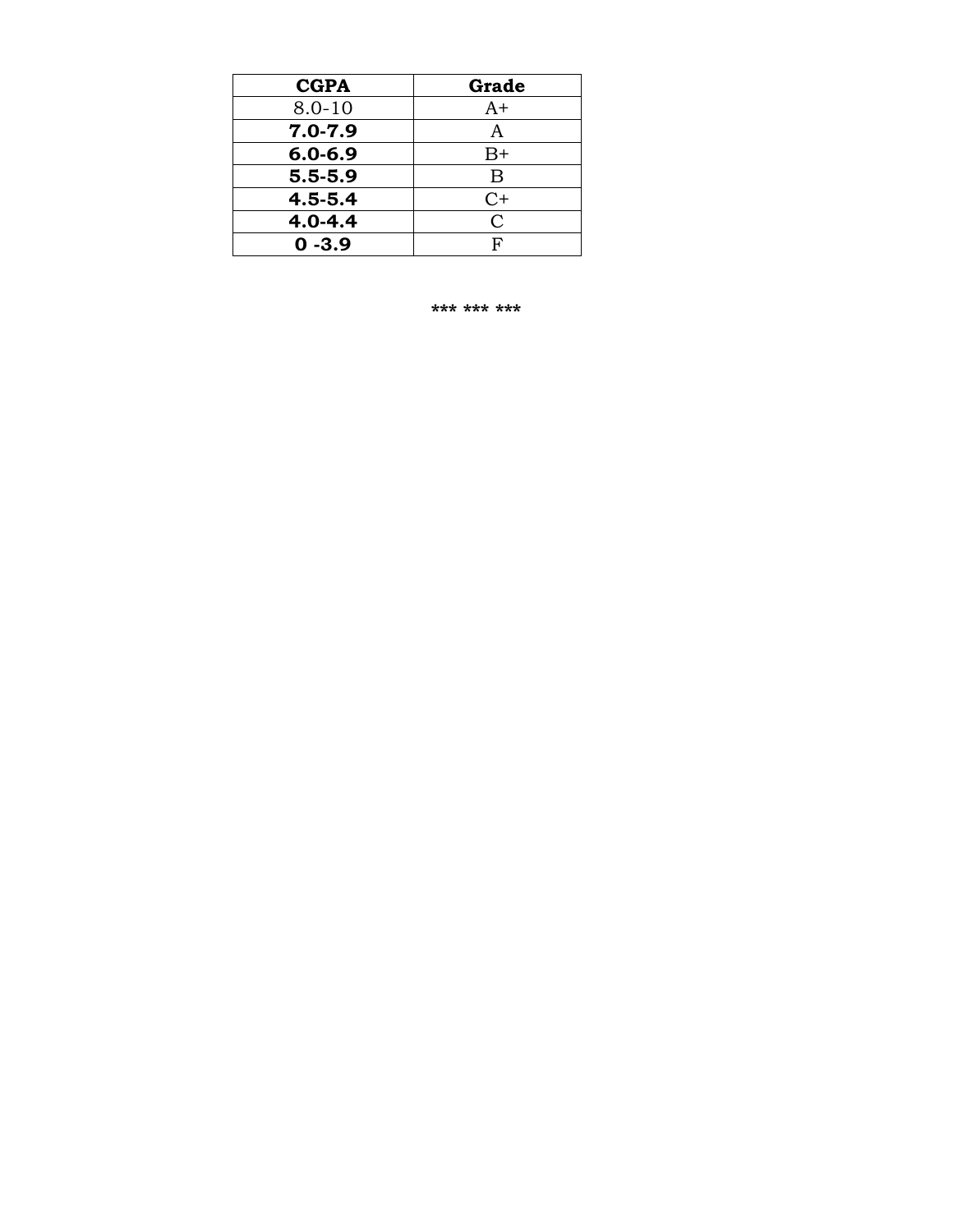| CGPA | Grade |
| --- | --- |
| 8.0-10 | A+ |
| **7.0-7.9** | A |
| **6.0-6.9** | B+ |
| **5.5-5.9** | B |
| **4.5-5.4** | C+ |
| **4.0-4.4** | C |
| **0 -3.9** | F |

**\*\*\* \*\*\* \*\*\***